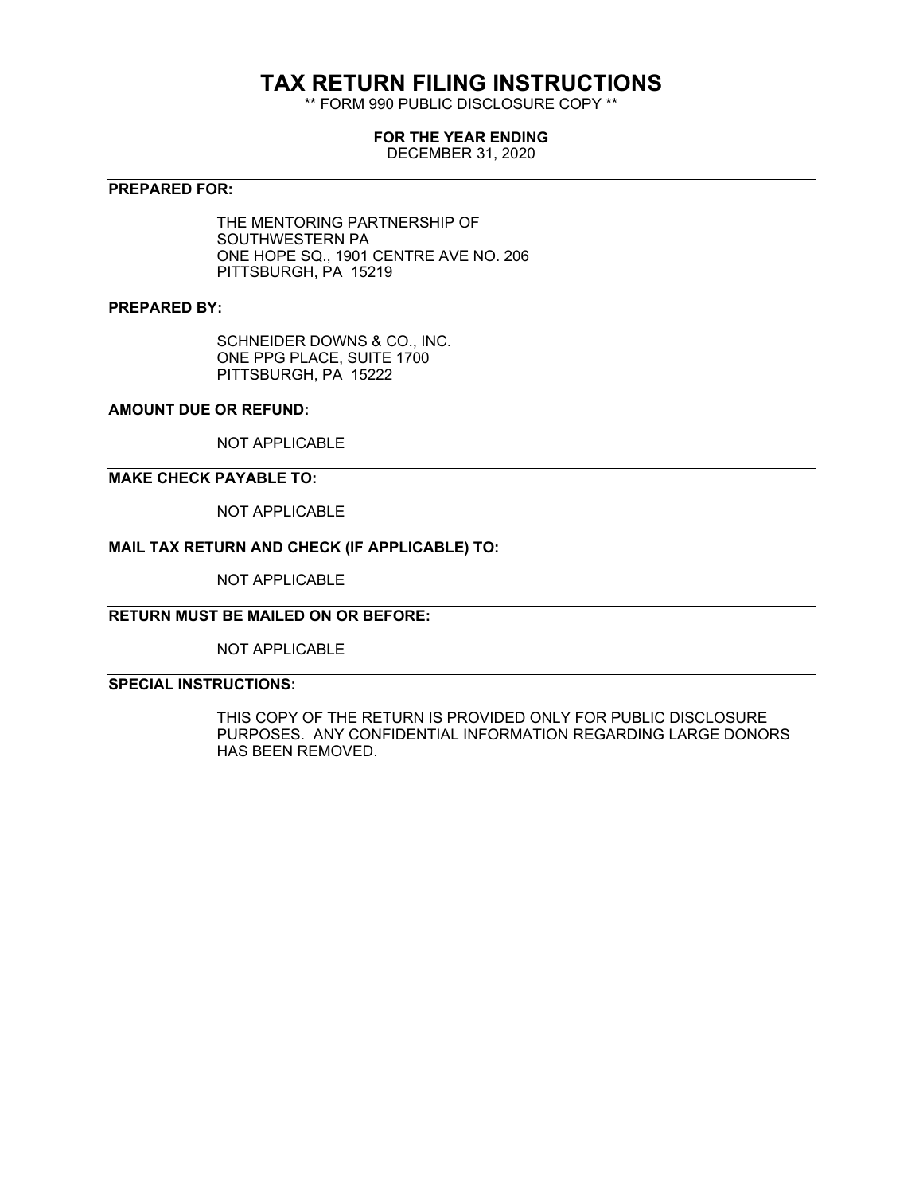# TAX RETURN FILING INSTRUCTIONS

\*\* FORM 990 PUBLIC DISCLOSURE COPY \*\*

**FOR THE YEAR ENDING**

DECEMBER 31, 2020

---

**PREPARED FOR:**

THE MENTORING PARTNERSHIP OF
SOUTHWESTERN PA
ONE HOPE SQ., 1901 CENTRE AVE NO. 206
PITTSBURGH, PA 15219

---

**PREPARED BY:**

SCHNEIDER DOWNS & CO., INC.
ONE PPG PLACE, SUITE 1700
PITTSBURGH, PA 15222

---

**AMOUNT DUE OR REFUND:**

NOT APPLICABLE

---

**MAKE CHECK PAYABLE TO:**

NOT APPLICABLE

---

**MAIL TAX RETURN AND CHECK (IF APPLICABLE) TO:**

NOT APPLICABLE

---

**RETURN MUST BE MAILED ON OR BEFORE:**

NOT APPLICABLE

---

**SPECIAL INSTRUCTIONS:**

THIS COPY OF THE RETURN IS PROVIDED ONLY FOR PUBLIC DISCLOSURE PURPOSES. ANY CONFIDENTIAL INFORMATION REGARDING LARGE DONORS HAS BEEN REMOVED.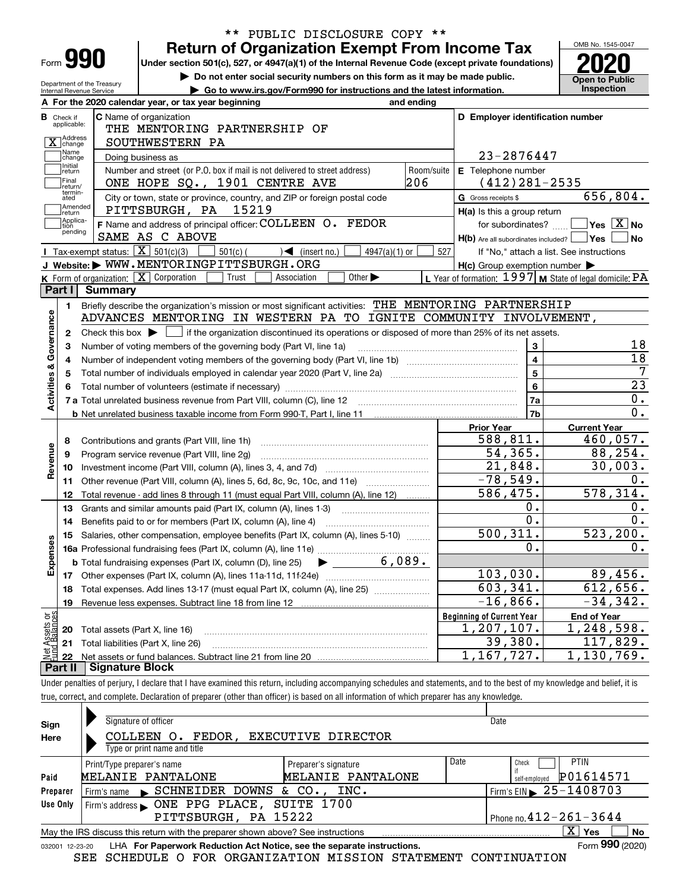\*\* PUBLIC DISCLOSURE COPY \*\*

# Form 990 — Return of Organization Exempt From Income Tax

Under section 501(c), 527, or 4947(a)(1) of the Internal Revenue Code (except private foundations)

▶ Do not enter social security numbers on this form as it may be made public.

▶ Go to www.irs.gov/Form990 for instructions and the latest information.

Department of the Treasury Internal Revenue Service

OMB No. 1545-0047 | **2020** | Open to Public Inspection

**A** For the 2020 calendar year, or tax year beginning and ending

**B** Check if applicable: [X] Address change; [ ] Name change; [ ] Initial return; [ ] Final return/terminated; [ ] Amended return; [ ] Application pending

**C** Name of organization: THE MENTORING PARTNERSHIP OF SOUTHWESTERN PA

Doing business as

Number and street (or P.O. box if mail is not delivered to street address): ONE HOPE SQ., 1901 CENTRE AVE — Room/suite: 206

City or town, state or province, country, and ZIP or foreign postal code: PITTSBURGH, PA 15219

**D** Employer identification number: 23-2876447

**E** Telephone number: (412)281-2535

**G** Gross receipts $ 656,804.

**F** Name and address of principal officer: COLLEEN O. FEDOR, SAME AS C ABOVE

**H(a)** Is this a group return for subordinates? [ ] Yes [X] No

**H(b)** Are all subordinates included? [ ] Yes [ ] No — If "No," attach a list. See instructions

**H(c)** Group exemption number ▶

**I** Tax-exempt status: [X] 501(c)(3) [ ] 501(c) ( ) ◀ (insert no.) [ ] 4947(a)(1) or [ ] 527

**J** Website: ▶ WWW.MENTORINGPITTSBURGH.ORG

**K** Form of organization: [X] Corporation [ ] Trust [ ] Association [ ] Other ▶

**L** Year of formation: 1997 **M** State of legal domicile: PA

## Part I Summary

**Activities & Governance**

1. Briefly describe the organization's mission or most significant activities: THE MENTORING PARTNERSHIP ADVANCES MENTORING IN WESTERN PA TO IGNITE COMMUNITY INVOLVEMENT,
2. Check this box ▶ [ ] if the organization discontinued its operations or disposed of more than 25% of its net assets.

| Line | Description | No. | Value |
|---|---|---|---|
| 3 | Number of voting members of the governing body (Part VI, line 1a) | 3 | 18 |
| 4 | Number of independent voting members of the governing body (Part VI, line 1b) | 4 | 18 |
| 5 | Total number of individuals employed in calendar year 2020 (Part V, line 2a) | 5 | 7 |
| 6 | Total number of volunteers (estimate if necessary) | 6 | 23 |
| 7a | Total unrelated business revenue from Part VIII, column (C), line 12 | 7a | 0. |
| 7b | Net unrelated business taxable income from Form 990-T, Part I, line 11 | 7b | 0. |

| Line | Description | Prior Year | Current Year |
|---|---|---|---|
| **Revenue** | | | |
| 8 | Contributions and grants (Part VIII, line 1h) | 588,811. | 460,057. |
| 9 | Program service revenue (Part VIII, line 2g) | 54,365. | 88,254. |
| 10 | Investment income (Part VIII, column (A), lines 3, 4, and 7d) | 21,848. | 30,003. |
| 11 | Other revenue (Part VIII, column (A), lines 5, 6d, 8c, 9c, 10c, and 11e) | -78,549. | 0. |
| 12 | Total revenue - add lines 8 through 11 (must equal Part VIII, column (A), line 12) | 586,475. | 578,314. |
| **Expenses** | | | |
| 13 | Grants and similar amounts paid (Part IX, column (A), lines 1-3) | 0. | 0. |
| 14 | Benefits paid to or for members (Part IX, column (A), line 4) | 0. | 0. |
| 15 | Salaries, other compensation, employee benefits (Part IX, column (A), lines 5-10) | 500,311. | 523,200. |
| 16a | Professional fundraising fees (Part IX, column (A), line 11e) | 0. | 0. |
| b | Total fundraising expenses (Part IX, column (D), line 25) ▶ 6,089. | | |
| 17 | Other expenses (Part IX, column (A), lines 11a-11d, 11f-24e) | 103,030. | 89,456. |
| 18 | Total expenses. Add lines 13-17 (must equal Part IX, column (A), line 25) | 603,341. | 612,656. |
| 19 | Revenue less expenses. Subtract line 18 from line 12 | -16,866. | -34,342. |

| Line | Net Assets or Fund Balances | Beginning of Current Year | End of Year |
|---|---|---|---|
| 20 | Total assets (Part X, line 16) | 1,207,107. | 1,248,598. |
| 21 | Total liabilities (Part X, line 26) | 39,380. | 117,829. |
| 22 | Net assets or fund balances. Subtract line 21 from line 20 | 1,167,727. | 1,130,769. |

## Part II Signature Block

Under penalties of perjury, I declare that I have examined this return, including accompanying schedules and statements, and to the best of my knowledge and belief, it is true, correct, and complete. Declaration of preparer (other than officer) is based on all information of which preparer has any knowledge.

**Sign Here**

Signature of officer — Date

COLLEEN O. FEDOR, EXECUTIVE DIRECTOR

Type or print name and title

**Paid Preparer Use Only**

| Print/Type preparer's name | Preparer's signature | Date | Check if self-employed | PTIN |
|---|---|---|---|---|
| MELANIE PANTALONE | MELANIE PANTALONE | | [ ] | P01614571 |

Firm's name ▶ SCHNEIDER DOWNS & CO., INC. — Firm's EIN ▶ 25-1408703

Firm's address ▶ ONE PPG PLACE, SUITE 1700, PITTSBURGH, PA 15222 — Phone no. 412-261-3644

May the IRS discuss this return with the preparer shown above? See instructions [X] Yes [ ] No

032001 12-23-20 LHA For Paperwork Reduction Act Notice, see the separate instructions. Form **990** (2020)

SEE SCHEDULE O FOR ORGANIZATION MISSION STATEMENT CONTINUATION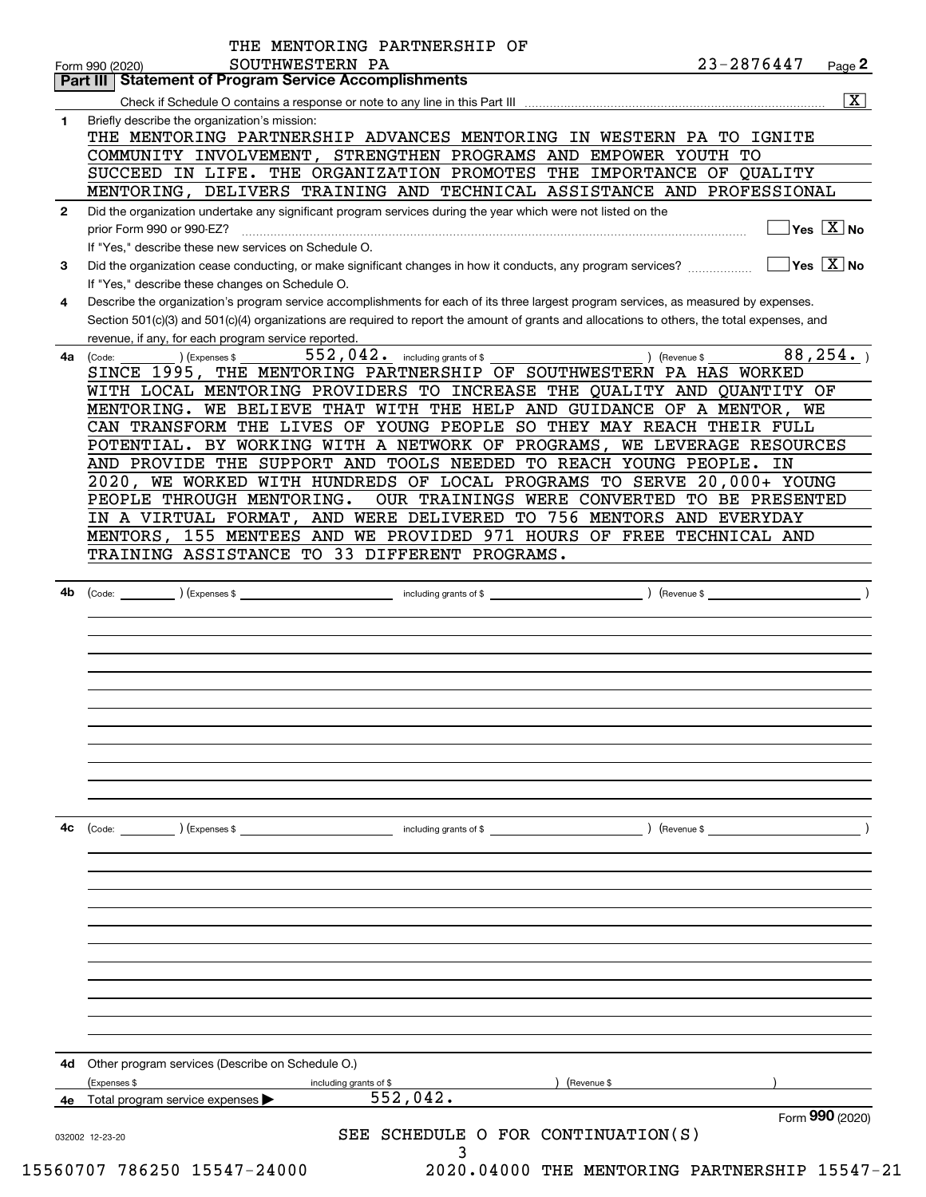THE MENTORING PARTNERSHIP OF SOUTHWESTERN PA

Form 990 (2020) 23-2876447 Page **2**

## Part III Statement of Program Service Accomplishments

Check if Schedule O contains a response or note to any line in this Part III .......... [X]

**1** Briefly describe the organization's mission:

THE MENTORING PARTNERSHIP ADVANCES MENTORING IN WESTERN PA TO IGNITE COMMUNITY INVOLVEMENT, STRENGTHEN PROGRAMS AND EMPOWER YOUTH TO SUCCEED IN LIFE. THE ORGANIZATION PROMOTES THE IMPORTANCE OF QUALITY MENTORING, DELIVERS TRAINING AND TECHNICAL ASSISTANCE AND PROFESSIONAL

**2** Did the organization undertake any significant program services during the year which were not listed on the prior Form 990 or 990-EZ? .......... [ ] Yes [X] No

If "Yes," describe these new services on Schedule O.

**3** Did the organization cease conducting, or make significant changes in how it conducts, any program services? .......... [ ] Yes [X] No

If "Yes," describe these changes on Schedule O.

**4** Describe the organization's program service accomplishments for each of its three largest program services, as measured by expenses. Section 501(c)(3) and 501(c)(4) organizations are required to report the amount of grants and allocations to others, the total expenses, and revenue, if any, for each program service reported.

**4a** (Code: ) (Expenses $ 552,042. including grants of $ ) (Revenue $ 88,254. )

SINCE 1995, THE MENTORING PARTNERSHIP OF SOUTHWESTERN PA HAS WORKED WITH LOCAL MENTORING PROVIDERS TO INCREASE THE QUALITY AND QUANTITY OF MENTORING. WE BELIEVE THAT WITH THE HELP AND GUIDANCE OF A MENTOR, WE CAN TRANSFORM THE LIVES OF YOUNG PEOPLE SO THEY MAY REACH THEIR FULL POTENTIAL. BY WORKING WITH A NETWORK OF PROGRAMS, WE LEVERAGE RESOURCES AND PROVIDE THE SUPPORT AND TOOLS NEEDED TO REACH YOUNG PEOPLE. IN 2020, WE WORKED WITH HUNDREDS OF LOCAL PROGRAMS TO SERVE 20,000+ YOUNG PEOPLE THROUGH MENTORING. OUR TRAININGS WERE CONVERTED TO BE PRESENTED IN A VIRTUAL FORMAT, AND WERE DELIVERED TO 756 MENTORS AND EVERYDAY MENTORS, 155 MENTEES AND WE PROVIDED 971 HOURS OF FREE TECHNICAL AND TRAINING ASSISTANCE TO 33 DIFFERENT PROGRAMS.

**4b** (Code: ) (Expenses $ including grants of $ ) (Revenue $ )

**4c** (Code: ) (Expenses $ including grants of $ ) (Revenue $ )

**4d** Other program services (Describe on Schedule O.)

(Expenses $ including grants of $ ) (Revenue $ )

**4e** Total program services expenses ▶ 552,042.

Form **990** (2020)

032002 12-23-20

SEE SCHEDULE O FOR CONTINUATION(S)

15560707 786250 15547-24000 2020.04000 THE MENTORING PARTNERSHIP 15547-21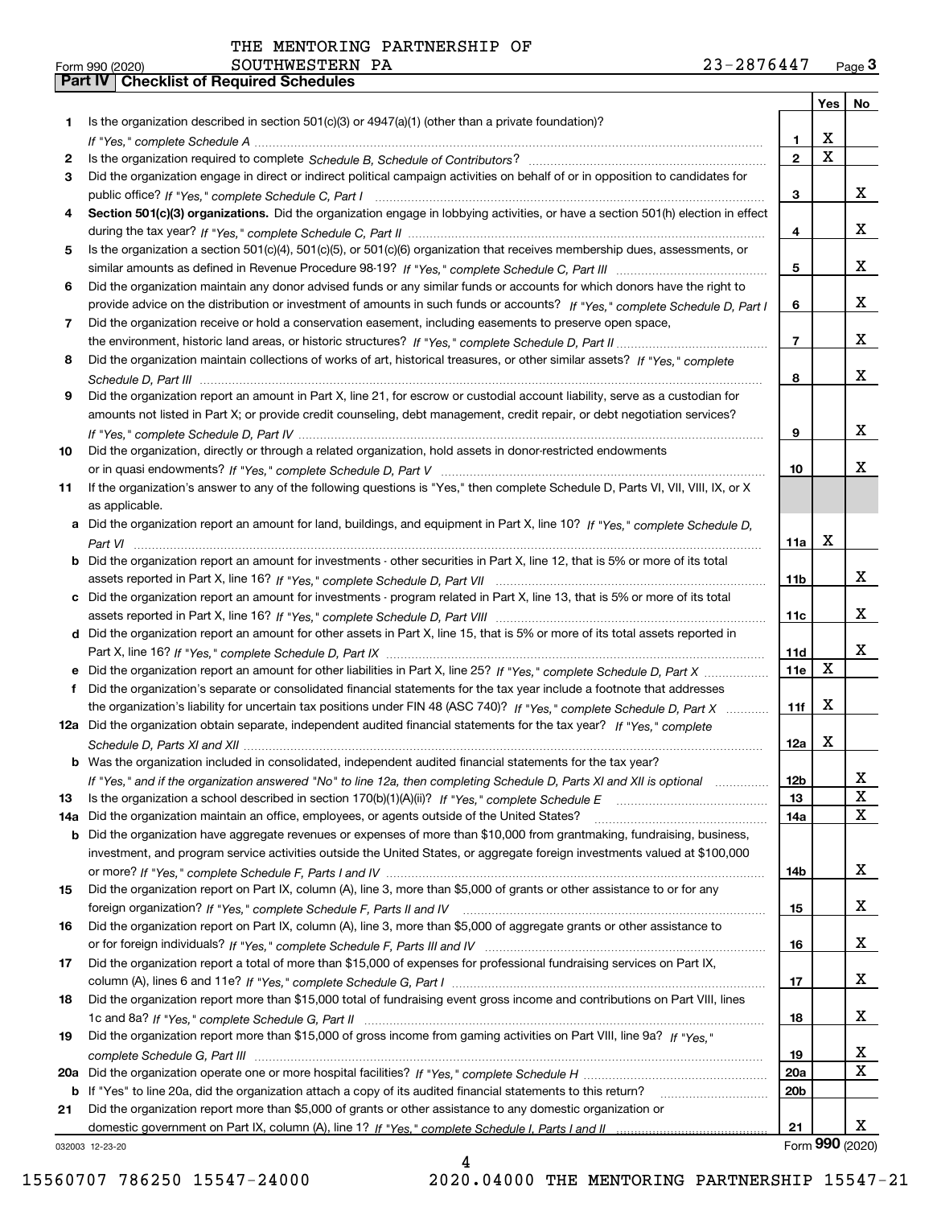THE MENTORING PARTNERSHIP OF
Form 990 (2020) SOUTHWESTERN PA 23-2876447 Page **3**

**Part IV Checklist of Required Schedules**

| | | | Yes | No |
|---|---|---|---|---|
| 1 | Is the organization described in section 501(c)(3) or 4947(a)(1) (other than a private foundation)? *If "Yes," complete Schedule A* | 1 | X | |
| 2 | Is the organization required to complete *Schedule B, Schedule of Contributors*? | 2 | X | |
| 3 | Did the organization engage in direct or indirect political campaign activities on behalf of or in opposition to candidates for public office? *If "Yes," complete Schedule C, Part I* | 3 | | X |
| 4 | **Section 501(c)(3) organizations.** Did the organization engage in lobbying activities, or have a section 501(h) election in effect during the tax year? *If "Yes," complete Schedule C, Part II* | 4 | | X |
| 5 | Is the organization a section 501(c)(4), 501(c)(5), or 501(c)(6) organization that receives membership dues, assessments, or similar amounts as defined in Revenue Procedure 98-19? *If "Yes," complete Schedule C, Part III* | 5 | | X |
| 6 | Did the organization maintain any donor advised funds or any similar funds or accounts for which donors have the right to provide advice on the distribution or investment of amounts in such funds or accounts? *If "Yes," complete Schedule D, Part I* | 6 | | X |
| 7 | Did the organization receive or hold a conservation easement, including easements to preserve open space, the environment, historic land areas, or historic structures? *If "Yes," complete Schedule D, Part II* | 7 | | X |
| 8 | Did the organization maintain collections of works of art, historical treasures, or other similar assets? *If "Yes," complete Schedule D, Part III* | 8 | | X |
| 9 | Did the organization report an amount in Part X, line 21, for escrow or custodial account liability, serve as a custodian for amounts not listed in Part X; or provide credit counseling, debt management, credit repair, or debt negotiation services? *If "Yes," complete Schedule D, Part IV* | 9 | | X |
| 10 | Did the organization, directly or through a related organization, hold assets in donor-restricted endowments or in quasi endowments? *If "Yes," complete Schedule D, Part V* | 10 | | X |
| 11 | If the organization's answer to any of the following questions is "Yes," then complete Schedule D, Parts VI, VII, VIII, IX, or X as applicable. | | | |
| a | Did the organization report an amount for land, buildings, and equipment in Part X, line 10? *If "Yes," complete Schedule D, Part VI* | 11a | X | |
| b | Did the organization report an amount for investments - other securities in Part X, line 12, that is 5% or more of its total assets reported in Part X, line 16? *If "Yes," complete Schedule D, Part VII* | 11b | | X |
| c | Did the organization report an amount for investments - program related in Part X, line 13, that is 5% or more of its total assets reported in Part X, line 16? *If "Yes," complete Schedule D, Part VIII* | 11c | | X |
| d | Did the organization report an amount for other assets in Part X, line 15, that is 5% or more of its total assets reported in Part X, line 16? *If "Yes," complete Schedule D, Part IX* | 11d | | X |
| e | Did the organization report an amount for other liabilities in Part X, line 25? *If "Yes," complete Schedule D, Part X* | 11e | X | |
| f | Did the organization's separate or consolidated financial statements for the tax year include a footnote that addresses the organization's liability for uncertain tax positions under FIN 48 (ASC 740)? *If "Yes," complete Schedule D, Part X* | 11f | X | |
| 12a | Did the organization obtain separate, independent audited financial statements for the tax year? *If "Yes," complete Schedule D, Parts XI and XII* | 12a | X | |
| b | Was the organization included in consolidated, independent audited financial statements for the tax year? *If "Yes," and if the organization answered "No" to line 12a, then completing Schedule D, Parts XI and XII is optional* | 12b | | X |
| 13 | Is the organization a school described in section 170(b)(1)(A)(ii)? *If "Yes," complete Schedule E* | 13 | | X |
| 14a | Did the organization maintain an office, employees, or agents outside of the United States? | 14a | | X |
| b | Did the organization have aggregate revenues or expenses of more than $10,000 from grantmaking, fundraising, business, investment, and program service activities outside the United States, or aggregate foreign investments valued at $100,000 or more? *If "Yes," complete Schedule F, Parts I and IV* | 14b | | X |
| 15 | Did the organization report on Part IX, column (A), line 3, more than $5,000 of grants or other assistance to or for any foreign organization? *If "Yes," complete Schedule F, Parts II and IV* | 15 | | X |
| 16 | Did the organization report on Part IX, column (A), line 3, more than $5,000 of aggregate grants or other assistance to or for foreign individuals? *If "Yes," complete Schedule F, Parts III and IV* | 16 | | X |
| 17 | Did the organization report a total of more than $15,000 of expenses for professional fundraising services on Part IX, column (A), lines 6 and 11e? *If "Yes," complete Schedule G, Part I* | 17 | | X |
| 18 | Did the organization report more than $15,000 total of fundraising event gross income and contributions on Part VIII, lines 1c and 8a? *If "Yes," complete Schedule G, Part II* | 18 | | X |
| 19 | Did the organization report more than $15,000 of gross income from gaming activities on Part VIII, line 9a? *If "Yes," complete Schedule G, Part III* | 19 | | X |
| 20a | Did the organization operate one or more hospital facilities? *If "Yes," complete Schedule H* | 20a | | X |
| b | If "Yes" to line 20a, did the organization attach a copy of its audited financial statements to this return? | 20b | | |
| 21 | Did the organization report more than $5,000 of grants or other assistance to any domestic organization or domestic government on Part IX, column (A), line 1? *If "Yes," complete Schedule I, Parts I and II* | 21 | | X |

032003 12-23-20 Form **990** (2020)

15560707 786250 15547-24000 2020.04000 THE MENTORING PARTNERSHIP 15547-21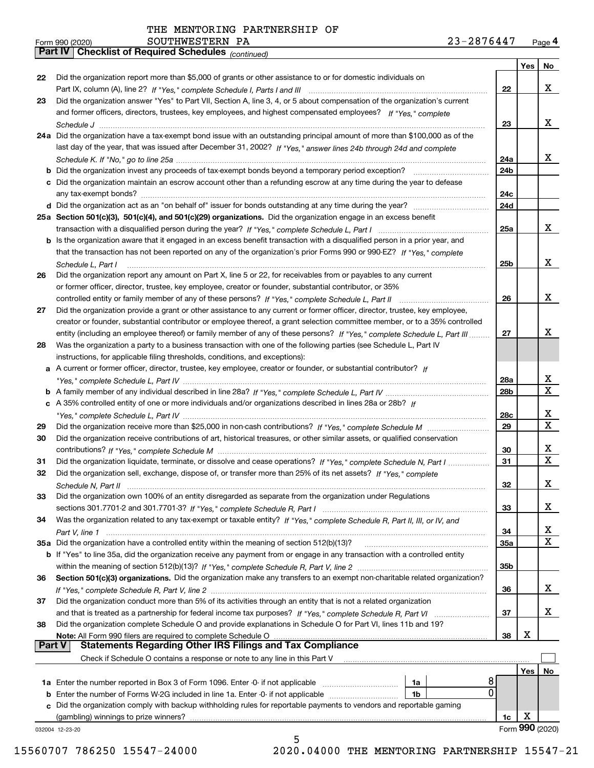THE MENTORING PARTNERSHIP OF SOUTHWESTERN PA 23-2876447

Form 990 (2020)

## Part IV Checklist of Required Schedules *(continued)*

| | | | Yes | No |
|---|---|---|---|---|
| 22 | Did the organization report more than $5,000 of grants or other assistance to or for domestic individuals on Part IX, column (A), line 2? *If "Yes," complete Schedule I, Parts I and III* | 22 | | X |
| 23 | Did the organization answer "Yes" to Part VII, Section A, line 3, 4, or 5 about compensation of the organization's current and former officers, directors, trustees, key employees, and highest compensated employees? *If "Yes," complete Schedule J* | 23 | | X |
| 24a | Did the organization have a tax-exempt bond issue with an outstanding principal amount of more than $100,000 as of the last day of the year, that was issued after December 31, 2002? *If "Yes," answer lines 24b through 24d and complete Schedule K. If "No," go to line 25a* | 24a | | X |
| b | Did the organization invest any proceeds of tax-exempt bonds beyond a temporary period exception? | 24b | | |
| c | Did the organization maintain an escrow account other than a refunding escrow at any time during the year to defease any tax-exempt bonds? | 24c | | |
| d | Did the organization act as an "on behalf of" issuer for bonds outstanding at any time during the year? | 24d | | |
| 25a | **Section 501(c)(3), 501(c)(4), and 501(c)(29) organizations.** Did the organization engage in an excess benefit transaction with a disqualified person during the year? *If "Yes," complete Schedule L, Part I* | 25a | | X |
| b | Is the organization aware that it engaged in an excess benefit transaction with a disqualified person in a prior year, and that the transaction has not been reported on any of the organization's prior Forms 990 or 990-EZ? *If "Yes," complete Schedule L, Part I* | 25b | | X |
| 26 | Did the organization report any amount on Part X, line 5 or 22, for receivables from or payables to any current or former officer, director, trustee, key employee, creator or founder, substantial contributor, or 35% controlled entity or family member of any of these persons? *If "Yes," complete Schedule L, Part II* | 26 | | X |
| 27 | Did the organization provide a grant or other assistance to any current or former officer, director, trustee, key employee, creator or founder, substantial contributor or employee thereof, a grant selection committee member, or to a 35% controlled entity (including an employee thereof) or family member of any of these persons? *If "Yes," complete Schedule L, Part III* | 27 | | X |
| 28 | Was the organization a party to a business transaction with one of the following parties (see Schedule L, Part IV instructions, for applicable filing thresholds, conditions, and exceptions): | | | |
| a | A current or former officer, director, trustee, key employee, creator or founder, or substantial contributor? *If "Yes," complete Schedule L, Part IV* | 28a | | X |
| b | A family member of any individual described in line 28a? *If "Yes," complete Schedule L, Part IV* | 28b | | X |
| c | A 35% controlled entity of one or more individuals and/or organizations described in lines 28a or 28b? *If "Yes," complete Schedule L, Part IV* | 28c | | X |
| 29 | Did the organization receive more than $25,000 in non-cash contributions? *If "Yes," complete Schedule M* | 29 | | X |
| 30 | Did the organization receive contributions of art, historical treasures, or other similar assets, or qualified conservation contributions? *If "Yes," complete Schedule M* | 30 | | X |
| 31 | Did the organization liquidate, terminate, or dissolve and cease operations? *If "Yes," complete Schedule N, Part I* | 31 | | X |
| 32 | Did the organization sell, exchange, dispose of, or transfer more than 25% of its net assets? *If "Yes," complete Schedule N, Part II* | 32 | | X |
| 33 | Did the organization own 100% of an entity disregarded as separate from the organization under Regulations sections 301.7701-2 and 301.7701-3? *If "Yes," complete Schedule R, Part I* | 33 | | X |
| 34 | Was the organization related to any tax-exempt or taxable entity? *If "Yes," complete Schedule R, Part II, III, or IV, and Part V, line 1* | 34 | | X |
| 35a | Did the organization have a controlled entity within the meaning of section 512(b)(13)? | 35a | | X |
| b | If "Yes" to line 35a, did the organization receive any payment from or engage in any transaction with a controlled entity within the meaning of section 512(b)(13)? *If "Yes," complete Schedule R, Part V, line 2* | 35b | | |
| 36 | **Section 501(c)(3) organizations.** Did the organization make any transfers to an exempt non-charitable related organization? *If "Yes," complete Schedule R, Part V, line 2* | 36 | | X |
| 37 | Did the organization conduct more than 5% of its activities through an entity that is not a related organization and that is treated as a partnership for federal income tax purposes? *If "Yes," complete Schedule R, Part VI* | 37 | | X |
| 38 | Did the organization complete Schedule O and provide explanations in Schedule O for Part VI, lines 11b and 19? **Note:** All Form 990 filers are required to complete Schedule O | 38 | X | |

## Part V Statements Regarding Other IRS Filings and Tax Compliance

Check if Schedule O contains a response or note to any line in this Part V ☐

| | | | | | Yes | No |
|---|---|---|---|---|---|---|
| 1a | Enter the number reported in Box 3 of Form 1096. Enter -0- if not applicable | 1a | 8 | | | |
| b | Enter the number of Forms W-2G included in line 1a. Enter -0- if not applicable | 1b | 0 | | | |
| c | Did the organization comply with backup withholding rules for reportable payments to vendors and reportable gaming (gambling) winnings to prize winners? | | | 1c | X | |

032004 12-23-20

Form **990** (2020)

15560707 786250 15547-24000 2020.04000 THE MENTORING PARTNERSHIP 15547-21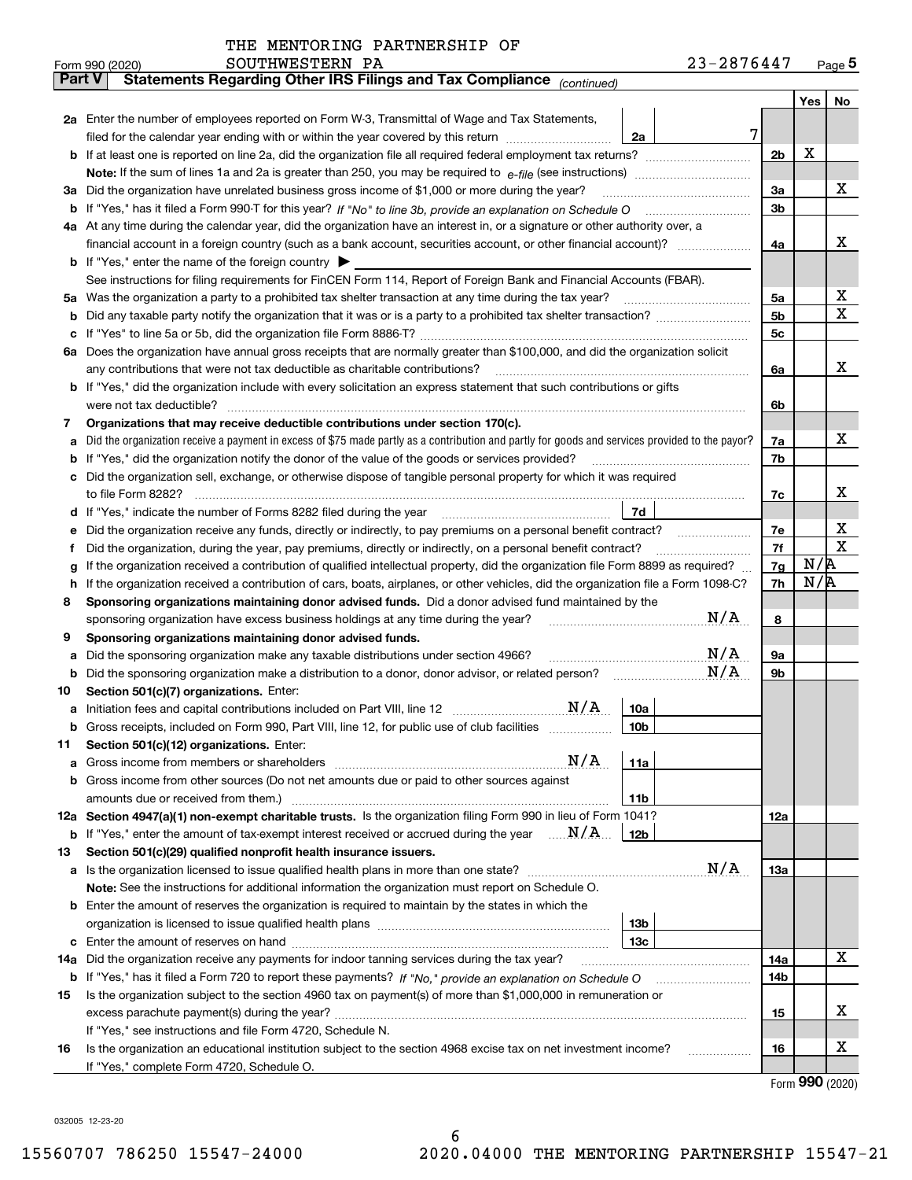THE MENTORING PARTNERSHIP OF SOUTHWESTERN PA

Form 990 (2020) 23-2876447 Page **5**

## Part V Statements Regarding Other IRS Filings and Tax Compliance *(continued)*

| | | | | Yes | No |
|---|---|---|---|---|---|
| **2a** | Enter the number of employees reported on Form W-3, Transmittal of Wage and Tax Statements, filed for the calendar year ending with or within the year covered by this return | 2a 7 | | | |
| **b** | If at least one is reported on line 2a, did the organization file all required federal employment tax returns? | | 2b | X | |
| | **Note:** If the sum of lines 1a and 2a is greater than 250, you may be required to *e-file* (see instructions) | | | | |
| **3a** | Did the organization have unrelated business gross income of $1,000 or more during the year? | | 3a | | X |
| **b** | If "Yes," has it filed a Form 990-T for this year? *If "No" to line 3b, provide an explanation on Schedule O* | | 3b | | |
| **4a** | At any time during the calendar year, did the organization have an interest in, or a signature or other authority over, a financial account in a foreign country (such as a bank account, securities account, or other financial account)? | | 4a | | X |
| **b** | If "Yes," enter the name of the foreign country ▶ | | | | |
| | See instructions for filing requirements for FinCEN Form 114, Report of Foreign Bank and Financial Accounts (FBAR). | | | | |
| **5a** | Was the organization a party to a prohibited tax shelter transaction at any time during the tax year? | | 5a | | X |
| **b** | Did any taxable party notify the organization that it was or is a party to a prohibited tax shelter transaction? | | 5b | | X |
| **c** | If "Yes" to line 5a or 5b, did the organization file Form 8886-T? | | 5c | | |
| **6a** | Does the organization have annual gross receipts that are normally greater than $100,000, and did the organization solicit any contributions that were not tax deductible as charitable contributions? | | 6a | | X |
| **b** | If "Yes," did the organization include with every solicitation an express statement that such contributions or gifts were not tax deductible? | | 6b | | |
| **7** | **Organizations that may receive deductible contributions under section 170(c).** | | | | |
| **a** | Did the organization receive a payment in excess of $75 made partly as a contribution and partly for goods and services provided to the payor? | | 7a | | X |
| **b** | If "Yes," did the organization notify the donor of the value of the goods or services provided? | | 7b | | |
| **c** | Did the organization sell, exchange, or otherwise dispose of tangible personal property for which it was required to file Form 8282? | | 7c | | X |
| **d** | If "Yes," indicate the number of Forms 8282 filed during the year | 7d | | | |
| **e** | Did the organization receive any funds, directly or indirectly, to pay premiums on a personal benefit contract? | | 7e | | X |
| **f** | Did the organization, during the year, pay premiums, directly or indirectly, on a personal benefit contract? | | 7f | | X |
| **g** | If the organization received a contribution of qualified intellectual property, did the organization file Form 8899 as required? | | 7g | N/A | |
| **h** | If the organization received a contribution of cars, boats, airplanes, or other vehicles, did the organization file a Form 1098-C? | | 7h | N/A | |
| **8** | **Sponsoring organizations maintaining donor advised funds.** Did a donor advised fund maintained by the sponsoring organization have excess business holdings at any time during the year? N/A | | 8 | | |
| **9** | **Sponsoring organizations maintaining donor advised funds.** | | | | |
| **a** | Did the sponsoring organization make any taxable distributions under section 4966? N/A | | 9a | | |
| **b** | Did the sponsoring organization make a distribution to a donor, donor advisor, or related person? N/A | | 9b | | |
| **10** | **Section 501(c)(7) organizations.** Enter: | | | | |
| **a** | Initiation fees and capital contributions included on Part VIII, line 12 N/A | 10a | | | |
| **b** | Gross receipts, included on Form 990, Part VIII, line 12, for public use of club facilities | 10b | | | |
| **11** | **Section 501(c)(12) organizations.** Enter: | | | | |
| **a** | Gross income from members or shareholders N/A | 11a | | | |
| **b** | Gross income from other sources (Do not net amounts due or paid to other sources against amounts due or received from them.) | 11b | | | |
| **12a** | **Section 4947(a)(1) non-exempt charitable trusts.** Is the organization filing Form 990 in lieu of Form 1041? | | 12a | | |
| **b** | If "Yes," enter the amount of tax-exempt interest received or accrued during the year N/A | 12b | | | |
| **13** | **Section 501(c)(29) qualified nonprofit health insurance issuers.** | | | | |
| **a** | Is the organization licensed to issue qualified health plans in more than one state? N/A | | 13a | | |
| | **Note:** See the instructions for additional information the organization must report on Schedule O. | | | | |
| **b** | Enter the amount of reserves the organization is required to maintain by the states in which the organization is licensed to issue qualified health plans | 13b | | | |
| **c** | Enter the amount of reserves on hand | 13c | | | |
| **14a** | Did the organization receive any payments for indoor tanning services during the tax year? | | 14a | | X |
| **b** | If "Yes," has it filed a Form 720 to report these payments? *If "No," provide an explanation on Schedule O* | | 14b | | |
| **15** | Is the organization subject to the section 4960 tax on payment(s) of more than $1,000,000 in remuneration or excess parachute payment(s) during the year? | | 15 | | X |
| | If "Yes," see instructions and file Form 4720, Schedule N. | | | | |
| **16** | Is the organization an educational institution subject to the section 4968 excise tax on net investment income? | | 16 | | X |
| | If "Yes," complete Form 4720, Schedule O. | | | | |

Form **990** (2020)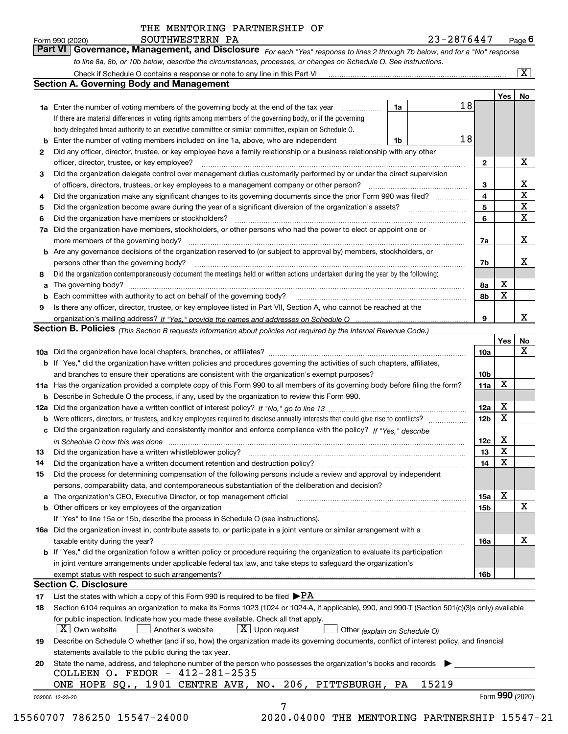THE MENTORING PARTNERSHIP OF SOUTHWESTERN PA

Form 990 (2020) 23-2876447 Page **6**

**Part VI Governance, Management, and Disclosure** *For each "Yes" response to lines 2 through 7b below, and for a "No" response to line 8a, 8b, or 10b below, describe the circumstances, processes, or changes on Schedule O. See instructions.*

Check if Schedule O contains a response or note to any line in this Part VI [X]

**Section A. Governing Body and Management**

| | | | | | Yes | No |
|---|---|---|---|---|---|---|
| **1a** | Enter the number of voting members of the governing body at the end of the tax year. If there are material differences in voting rights among members of the governing body, or if the governing body delegated broad authority to an executive committee or similar committee, explain on Schedule O. | 1a | 18 | | | |
| **b** | Enter the number of voting members included on line 1a, above, who are independent | 1b | 18 | | | |
| **2** | Did any officer, director, trustee, or key employee have a family relationship or a business relationship with any other officer, director, trustee, or key employee? | | | 2 | | X |
| **3** | Did the organization delegate control over management duties customarily performed by or under the direct supervision of officers, directors, trustees, or key employees to a management company or other person? | | | 3 | | X |
| **4** | Did the organization make any significant changes to its governing documents since the prior Form 990 was filed? | | | 4 | | X |
| **5** | Did the organization become aware during the year of a significant diversion of the organization's assets? | | | 5 | | X |
| **6** | Did the organization have members or stockholders? | | | 6 | | X |
| **7a** | Did the organization have members, stockholders, or other persons who had the power to elect or appoint one or more members of the governing body? | | | 7a | | X |
| **b** | Are any governance decisions of the organization reserved to (or subject to approval by) members, stockholders, or persons other than the governing body? | | | 7b | | X |
| **8** | Did the organization contemporaneously document the meetings held or written actions undertaken during the year by the following: | | | | | |
| **a** | The governing body? | | | 8a | X | |
| **b** | Each committee with authority to act on behalf of the governing body? | | | 8b | X | |
| **9** | Is there any officer, director, trustee, or key employee listed in Part VII, Section A, who cannot be reached at the organization's mailing address? *If "Yes," provide the names and addresses on Schedule O* | | | 9 | | X |

**Section B. Policies** *(This Section B requests information about policies not required by the Internal Revenue Code.)*

| | | | Yes | No |
|---|---|---|---|---|
| **10a** | Did the organization have local chapters, branches, or affiliates? | 10a | | X |
| **b** | If "Yes," did the organization have written policies and procedures governing the activities of such chapters, affiliates, and branches to ensure their operations are consistent with the organization's exempt purposes? | 10b | | |
| **11a** | Has the organization provided a complete copy of this Form 990 to all members of its governing body before filing the form? | 11a | X | |
| **b** | Describe in Schedule O the process, if any, used by the organization to review this Form 990. | | | |
| **12a** | Did the organization have a written conflict of interest policy? *If "No," go to line 13* | 12a | X | |
| **b** | Were officers, directors, or trustees, and key employees required to disclose annually interests that could give rise to conflicts? | 12b | X | |
| **c** | Did the organization regularly and consistently monitor and enforce compliance with the policy? *If "Yes," describe in Schedule O how this was done* | 12c | X | |
| **13** | Did the organization have a written whistleblower policy? | 13 | X | |
| **14** | Did the organization have a written document retention and destruction policy? | 14 | X | |
| **15** | Did the process for determining compensation of the following persons include a review and approval by independent persons, comparability data, and contemporaneous substantiation of the deliberation and decision? | | | |
| **a** | The organization's CEO, Executive Director, or top management official | 15a | X | |
| **b** | Other officers or key employees of the organization | 15b | | X |
| | If "Yes" to line 15a or 15b, describe the process in Schedule O (see instructions). | | | |
| **16a** | Did the organization invest in, contribute assets to, or participate in a joint venture or similar arrangement with a taxable entity during the year? | 16a | | X |
| **b** | If "Yes," did the organization follow a written policy or procedure requiring the organization to evaluate its participation in joint venture arrangements under applicable federal tax law, and take steps to safeguard the organization's exempt status with respect to such arrangements? | 16b | | |

**Section C. Disclosure**

**17** List the states with which a copy of this Form 990 is required to be filed ▶PA

**18** Section 6104 requires an organization to make its Forms 1023 (1024 or 1024-A, if applicable), 990, and 990-T (Section 501(c)(3)s only) available for public inspection. Indicate how you made these available. Check all that apply.

[X] Own website [ ] Another's website [X] Upon request [ ] Other *(explain on Schedule O)*

**19** Describe on Schedule O whether (and if so, how) the organization made its governing documents, conflict of interest policy, and financial statements available to the public during the tax year.

**20** State the name, address, and telephone number of the person who possesses the organization's books and records ▶

COLLEEN O. FEDOR - 412-281-2535

ONE HOPE SQ., 1901 CENTRE AVE, NO. 206, PITTSBURGH, PA 15219

032006 12-23-20 Form **990** (2020)

15560707 786250 15547-24000 2020.04000 THE MENTORING PARTNERSHIP 15547-21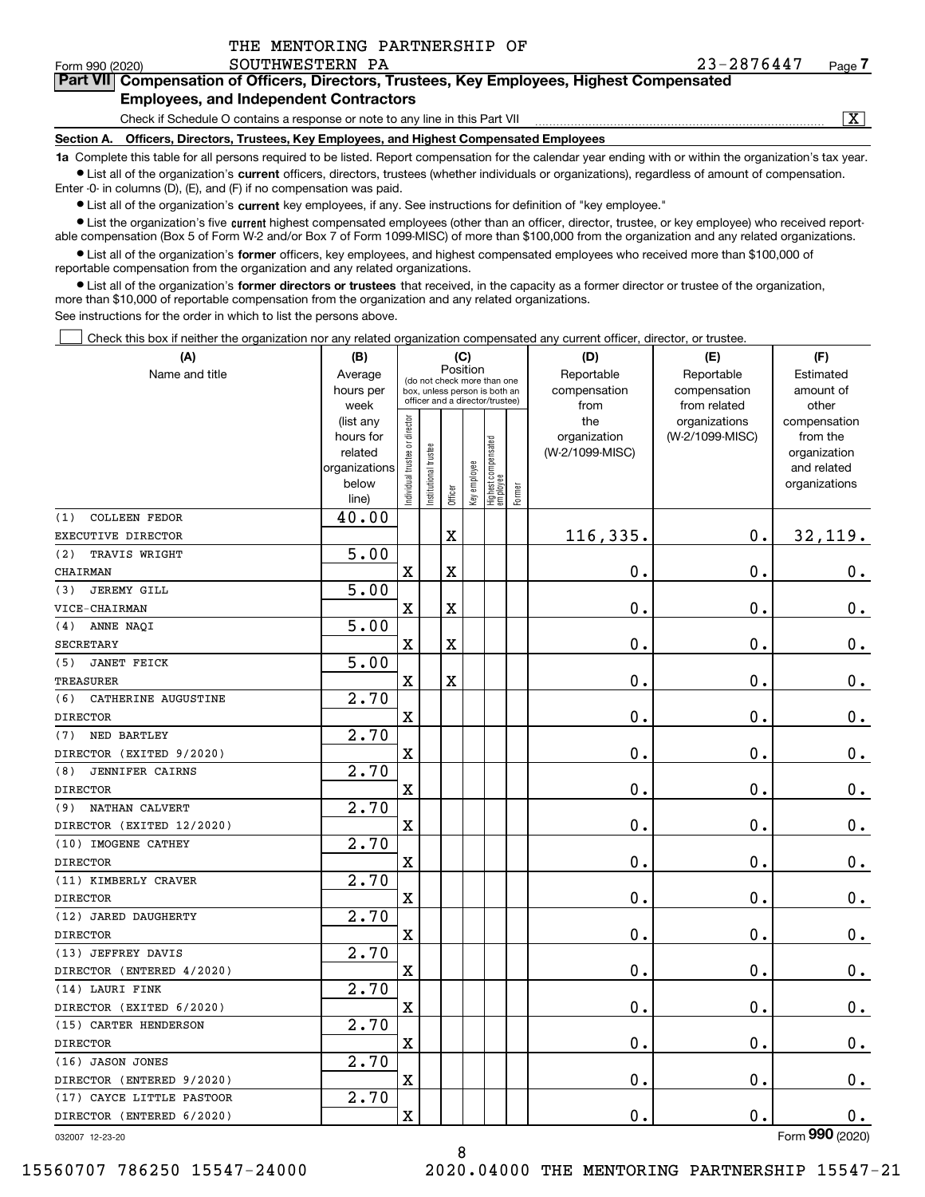THE MENTORING PARTNERSHIP OF SOUTHWESTERN PA

Form 990 (2020) 23-2876447 Page **7**

## Part VII Compensation of Officers, Directors, Trustees, Key Employees, Highest Compensated Employees, and Independent Contractors

Check if Schedule O contains a response or note to any line in this Part VII ..... [X]

**Section A. Officers, Directors, Trustees, Key Employees, and Highest Compensated Employees**

**1a** Complete this table for all persons required to be listed. Report compensation for the calendar year ending with or within the organization's tax year.

- List all of the organization's **current** officers, directors, trustees (whether individuals or organizations), regardless of amount of compensation. Enter -0- in columns (D), (E), and (F) if no compensation was paid.
- List all of the organization's **current** key employees, if any. See instructions for definition of "key employee."
- List the organization's five **current** highest compensated employees (other than an officer, director, trustee, or key employee) who received reportable compensation (Box 5 of Form W-2 and/or Box 7 of Form 1099-MISC) of more than $100,000 from the organization and any related organizations.
- List all of the organization's **former** officers, key employees, and highest compensated employees who received more than $100,000 of reportable compensation from the organization and any related organizations.
- List all of the organization's **former directors or trustees** that received, in the capacity as a former director or trustee of the organization, more than $10,000 of reportable compensation from the organization and any related organizations.

See instructions for the order in which to list the persons above.

[ ] Check this box if neither the organization nor any related organization compensated any current officer, director, or trustee.

| (A) Name and title | (B) Average hours per week (list any hours for related organizations below line) | (C) Position (do not check more than one box, unless person is both an officer and a director/trustee) | | | | | | (D) Reportable compensation from the organization (W-2/1099-MISC) | (E) Reportable compensation from related organizations (W-2/1099-MISC) | (F) Estimated amount of other compensation from the organization and related organizations |
|---|---|---|---|---|---|---|---|---|---|---|
| | | Individual trustee or director | Institutional trustee | Officer | Key employee | Highest compensated employee | Former | | | |
| (1) COLLEEN FEDOR<br>EXECUTIVE DIRECTOR | 40.00 | | | X | | | | 116,335. | 0. | 32,119. |
| (2) TRAVIS WRIGHT<br>CHAIRMAN | 5.00 | X | | X | | | | 0. | 0. | 0. |
| (3) JEREMY GILL<br>VICE-CHAIRMAN | 5.00 | X | | X | | | | 0. | 0. | 0. |
| (4) ANNE NAQI<br>SECRETARY | 5.00 | X | | X | | | | 0. | 0. | 0. |
| (5) JANET FEICK<br>TREASURER | 5.00 | X | | X | | | | 0. | 0. | 0. |
| (6) CATHERINE AUGUSTINE<br>DIRECTOR | 2.70 | X | | | | | | 0. | 0. | 0. |
| (7) NED BARTLEY<br>DIRECTOR (EXITED 9/2020) | 2.70 | X | | | | | | 0. | 0. | 0. |
| (8) JENNIFER CAIRNS<br>DIRECTOR | 2.70 | X | | | | | | 0. | 0. | 0. |
| (9) NATHAN CALVERT<br>DIRECTOR (EXITED 12/2020) | 2.70 | X | | | | | | 0. | 0. | 0. |
| (10) IMOGENE CATHEY<br>DIRECTOR | 2.70 | X | | | | | | 0. | 0. | 0. |
| (11) KIMBERLY CRAVER<br>DIRECTOR | 2.70 | X | | | | | | 0. | 0. | 0. |
| (12) JARED DAUGHERTY<br>DIRECTOR | 2.70 | X | | | | | | 0. | 0. | 0. |
| (13) JEFFREY DAVIS<br>DIRECTOR (ENTERED 4/2020) | 2.70 | X | | | | | | 0. | 0. | 0. |
| (14) LAURI FINK<br>DIRECTOR (EXITED 6/2020) | 2.70 | X | | | | | | 0. | 0. | 0. |
| (15) CARTER HENDERSON<br>DIRECTOR | 2.70 | X | | | | | | 0. | 0. | 0. |
| (16) JASON JONES<br>DIRECTOR (ENTERED 9/2020) | 2.70 | X | | | | | | 0. | 0. | 0. |
| (17) CAYCE LITTLE PASTOOR<br>DIRECTOR (ENTERED 6/2020) | 2.70 | X | | | | | | 0. | 0. | 0. |

032007 12-23-20 Form **990** (2020)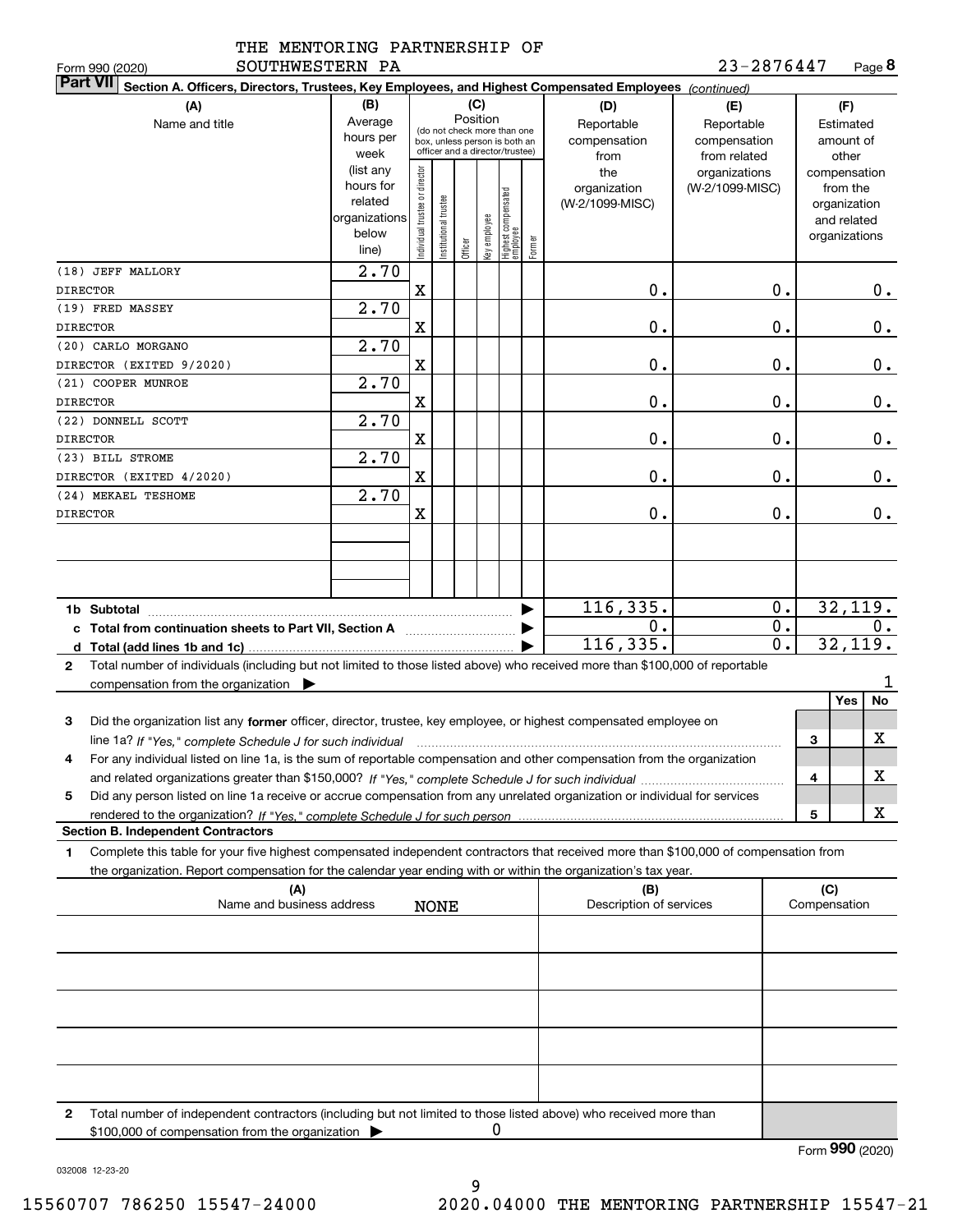THE MENTORING PARTNERSHIP OF SOUTHWESTERN PA

Form 990 (2020) 23-2876447 Page **8**

**Part VII** **Section A. Officers, Directors, Trustees, Key Employees, and Highest Compensated Employees** *(continued)*

| (A) Name and title | (B) Average hours per week (list any hours for related organizations below line) | (C) Position: Individual trustee or director | Institutional trustee | Officer | Key employee | Highest compensated employee | Former | (D) Reportable compensation from the organization (W-2/1099-MISC) | (E) Reportable compensation from related organizations (W-2/1099-MISC) | (F) Estimated amount of other compensation from the organization and related organizations |
|---|---|---|---|---|---|---|---|---|---|---|
| (18) JEFF MALLORY<br>DIRECTOR | 2.70 | X | | | | | | 0. | 0. | 0. |
| (19) FRED MASSEY<br>DIRECTOR | 2.70 | X | | | | | | 0. | 0. | 0. |
| (20) CARLO MORGANO<br>DIRECTOR (EXITED 9/2020) | 2.70 | X | | | | | | 0. | 0. | 0. |
| (21) COOPER MUNROE<br>DIRECTOR | 2.70 | X | | | | | | 0. | 0. | 0. |
| (22) DONNELL SCOTT<br>DIRECTOR | 2.70 | X | | | | | | 0. | 0. | 0. |
| (23) BILL STROME<br>DIRECTOR (EXITED 4/2020) | 2.70 | X | | | | | | 0. | 0. | 0. |
| (24) MEKAEL TESHOME<br>DIRECTOR | 2.70 | X | | | | | | 0. | 0. | 0. |
| | | | | | | | | | | |
| | | | | | | | | | | |
| **1b Subtotal** | | | | | | | | 116,335. | 0. | 32,119. |
| **c Total from continuation sheets to Part VII, Section A** | | | | | | | | 0. | 0. | 0. |
| **d Total (add lines 1b and 1c)** | | | | | | | | 116,335. | 0. | 32,119. |

**2** Total number of individuals (including but not limited to those listed above) who received more than $100,000 of reportable compensation from the organization ▶ 1

| | | Yes | No |
|---|---|---|---|
| **3** Did the organization list any **former** officer, director, trustee, key employee, or highest compensated employee on line 1a? *If "Yes," complete Schedule J for such individual* | 3 | | X |
| **4** For any individual listed on line 1a, is the sum of reportable compensation and other compensation from the organization and related organizations greater than $150,000? *If "Yes," complete Schedule J for such individual* | 4 | | X |
| **5** Did any person listed on line 1a receive or accrue compensation from any unrelated organization or individual for services rendered to the organization? *If "Yes," complete Schedule J for such person* | 5 | | X |

**Section B. Independent Contractors**

**1** Complete this table for your five highest compensated independent contractors that received more than $100,000 of compensation from the organization. Report compensation for the calendar year ending with or within the organization's tax year.

| (A) Name and business address | (B) Description of services | (C) Compensation |
|---|---|---|
| NONE | | |
| | | |
| | | |
| | | |
| | | |

**2** Total number of independent contractors (including but not limited to those listed above) who received more than $100,000 of compensation from the organization ▶ 0

Form **990** (2020)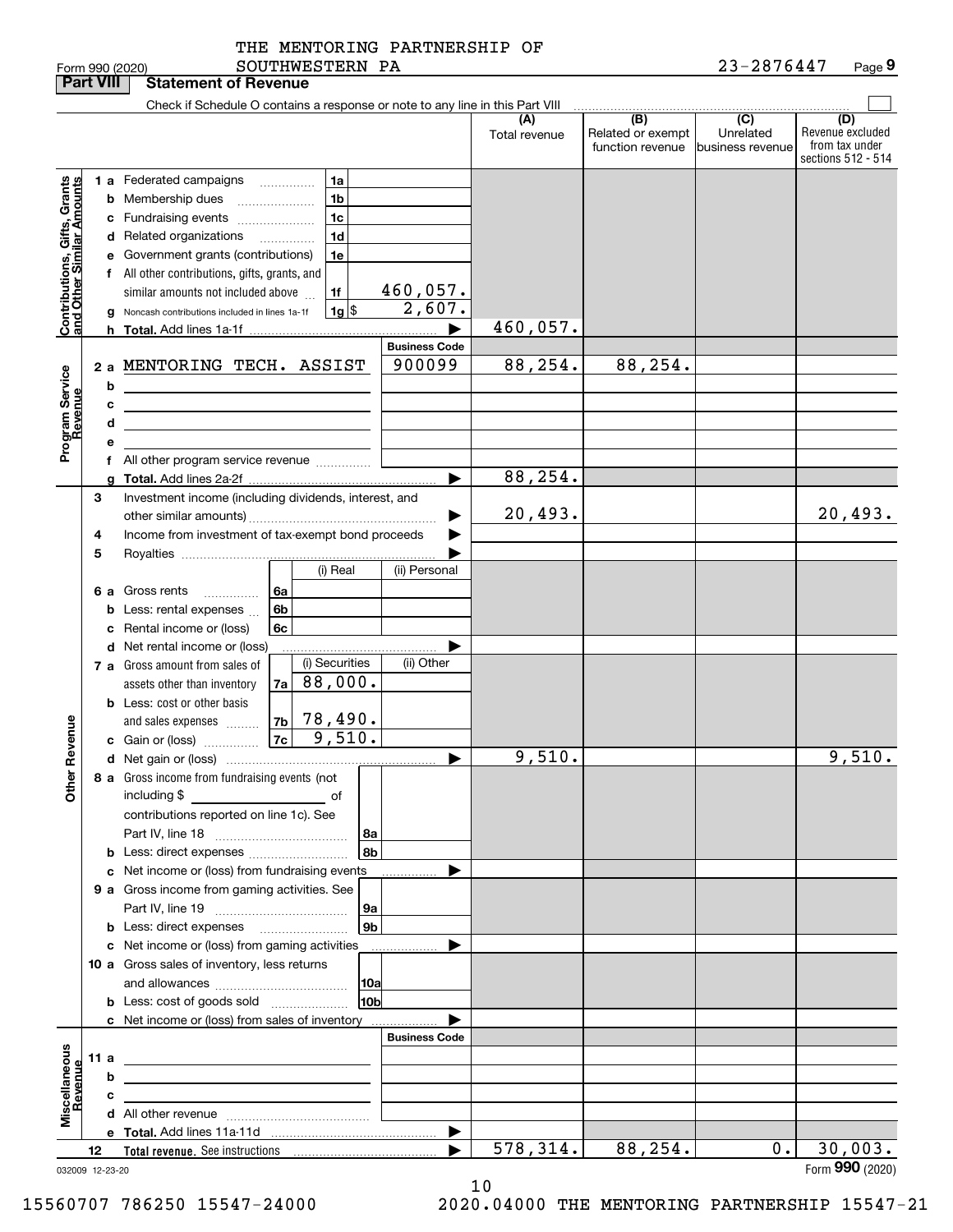THE MENTORING PARTNERSHIP OF SOUTHWESTERN PA

Form 990 (2020) 23-2876447 Page **9**

## Part VIII Statement of Revenue

Check if Schedule O contains a response or note to any line in this Part VIII

| | | | | | (A) Total revenue | (B) Related or exempt function revenue | (C) Unrelated business revenue | (D) Revenue excluded from tax under sections 512 - 514 |
|---|---|---|---|---|---|---|---|---|
| **Contributions, Gifts, Grants and Other Similar Amounts** | 1 a | Federated campaigns | 1a | | | | | |
| | b | Membership dues | 1b | | | | | |
| | c | Fundraising events | 1c | | | | | |
| | d | Related organizations | 1d | | | | | |
| | e | Government grants (contributions) | 1e | | | | | |
| | f | All other contributions, gifts, grants, and similar amounts not included above | 1f | 460,057. | | | | |
| | g | Noncash contributions included in lines 1a-1f | 1g $ | 2,607. | | | | |
| | h | **Total.** Add lines 1a-1f | | | 460,057. | | | |
| | | | | **Business Code** | | | | |
| **Program Service Revenue** | 2 a | MENTORING TECH. ASSIST | | 900099 | 88,254. | 88,254. | | |
| | b | | | | | | | |
| | c | | | | | | | |
| | d | | | | | | | |
| | e | | | | | | | |
| | f | All other program service revenue | | | | | | |
| | g | **Total.** Add lines 2a-2f | | | 88,254. | | | |
| **Other Revenue** | 3 | Investment income (including dividends, interest, and other similar amounts) | | | 20,493. | | | 20,493. |
| | 4 | Income from investment of tax-exempt bond proceeds | | | | | | |
| | 5 | Royalties | | | | | | |
| | | | (i) Real | (ii) Personal | | | | |
| | 6 a | Gross rents 6a | | | | | | |
| | b | Less: rental expenses 6b | | | | | | |
| | c | Rental income or (loss) 6c | | | | | | |
| | d | Net rental income or (loss) | | | | | | |
| | | | (i) Securities | (ii) Other | | | | |
| | 7 a | Gross amount from sales of assets other than inventory 7a | 88,000. | | | | | |
| | b | Less: cost or other basis and sales expenses 7b | 78,490. | | | | | |
| | c | Gain or (loss) 7c | 9,510. | | | | | |
| | d | Net gain or (loss) | | | 9,510. | | | 9,510. |
| | 8 a | Gross income from fundraising events (not including $ ______ of contributions reported on line 1c). See Part IV, line 18 | 8a | | | | | |
| | b | Less: direct expenses | 8b | | | | | |
| | c | Net income or (loss) from fundraising events | | | | | | |
| | 9 a | Gross income from gaming activities. See Part IV, line 19 | 9a | | | | | |
| | b | Less: direct expenses | 9b | | | | | |
| | c | Net income or (loss) from gaming activities | | | | | | |
| | 10 a | Gross sales of inventory, less returns and allowances | 10a | | | | | |
| | b | Less: cost of goods sold | 10b | | | | | |
| | c | Net income or (loss) from sales of inventory | | | | | | |
| | | | | **Business Code** | | | | |
| **Miscellaneous Revenue** | 11 a | | | | | | | |
| | b | | | | | | | |
| | c | | | | | | | |
| | d | All other revenue | | | | | | |
| | e | **Total.** Add lines 11a-11d | | | | | | |
| | 12 | **Total revenue.** See instructions | | | 578,314. | 88,254. | 0. | 30,003. |

032009 12-23-20

Form **990** (2020)

15560707 786250 15547-24000 2020.04000 THE MENTORING PARTNERSHIP 15547-21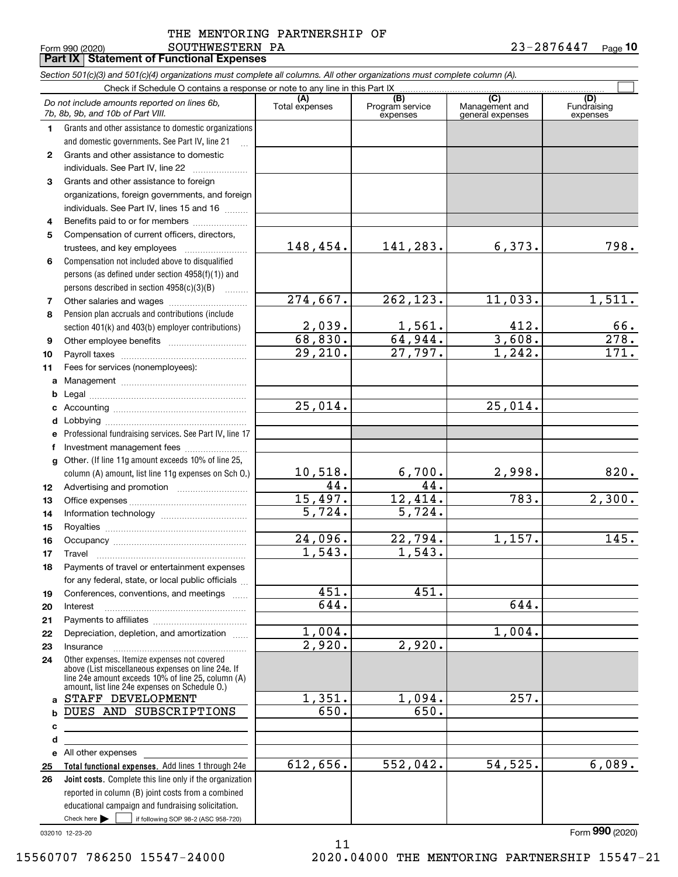THE MENTORING PARTNERSHIP OF SOUTHWESTERN PA

Form 990 (2020) 23-2876447 Page **10**

**Part IX Statement of Functional Expenses**

*Section 501(c)(3) and 501(c)(4) organizations must complete all columns. All other organizations must complete column (A).*

Check if Schedule O contains a response or note to any line in this Part IX

| | *Do not include amounts reported on lines 6b, 7b, 8b, 9b, and 10b of Part VIII.* | (A) Total expenses | (B) Program service expenses | (C) Management and general expenses | (D) Fundraising expenses |
|---|---|---|---|---|---|
| 1 | Grants and other assistance to domestic organizations and domestic governments. See Part IV, line 21 | | | | |
| 2 | Grants and other assistance to domestic individuals. See Part IV, line 22 | | | | |
| 3 | Grants and other assistance to foreign organizations, foreign governments, and foreign individuals. See Part IV, lines 15 and 16 | | | | |
| 4 | Benefits paid to or for members | | | | |
| 5 | Compensation of current officers, directors, trustees, and key employees | 148,454. | 141,283. | 6,373. | 798. |
| 6 | Compensation not included above to disqualified persons (as defined under section 4958(f)(1)) and persons described in section 4958(c)(3)(B) | | | | |
| 7 | Other salaries and wages | 274,667. | 262,123. | 11,033. | 1,511. |
| 8 | Pension plan accruals and contributions (include section 401(k) and 403(b) employer contributions) | 2,039. | 1,561. | 412. | 66. |
| 9 | Other employee benefits | 68,830. | 64,944. | 3,608. | 278. |
| 10 | Payroll taxes | 29,210. | 27,797. | 1,242. | 171. |
| 11 | Fees for services (nonemployees): | | | | |
| a | Management | | | | |
| b | Legal | | | | |
| c | Accounting | 25,014. | | 25,014. | |
| d | Lobbying | | | | |
| e | Professional fundraising services. See Part IV, line 17 | | | | |
| f | Investment management fees | | | | |
| g | Other. (If line 11g amount exceeds 10% of line 25, column (A) amount, list line 11g expenses on Sch O.) | 10,518. | 6,700. | 2,998. | 820. |
| 12 | Advertising and promotion | 44. | 44. | | |
| 13 | Office expenses | 15,497. | 12,414. | 783. | 2,300. |
| 14 | Information technology | 5,724. | 5,724. | | |
| 15 | Royalties | | | | |
| 16 | Occupancy | 24,096. | 22,794. | 1,157. | 145. |
| 17 | Travel | 1,543. | 1,543. | | |
| 18 | Payments of travel or entertainment expenses for any federal, state, or local public officials | | | | |
| 19 | Conferences, conventions, and meetings | 451. | 451. | | |
| 20 | Interest | 644. | | 644. | |
| 21 | Payments to affiliates | | | | |
| 22 | Depreciation, depletion, and amortization | 1,004. | | 1,004. | |
| 23 | Insurance | 2,920. | 2,920. | | |
| 24 | Other expenses. Itemize expenses not covered above (List miscellaneous expenses on line 24e. If line 24e amount exceeds 10% of line 25, column (A) amount, list line 24e expenses on Schedule O.) | | | | |
| a | STAFF DEVELOPMENT | 1,351. | 1,094. | 257. | |
| b | DUES AND SUBSCRIPTIONS | 650. | 650. | | |
| c | | | | | |
| d | | | | | |
| e | All other expenses | | | | |
| 25 | **Total functional expenses.** Add lines 1 through 24e | 612,656. | 552,042. | 54,525. | 6,089. |
| 26 | **Joint costs.** Complete this line only if the organization reported in column (B) joint costs from a combined educational campaign and fundraising solicitation. Check here ☐ if following SOP 98-2 (ASC 958-720) | | | | |

032010 12-23-20 Form **990** (2020)

15560707 786250 15547-24000 2020.04000 THE MENTORING PARTNERSHIP 15547-21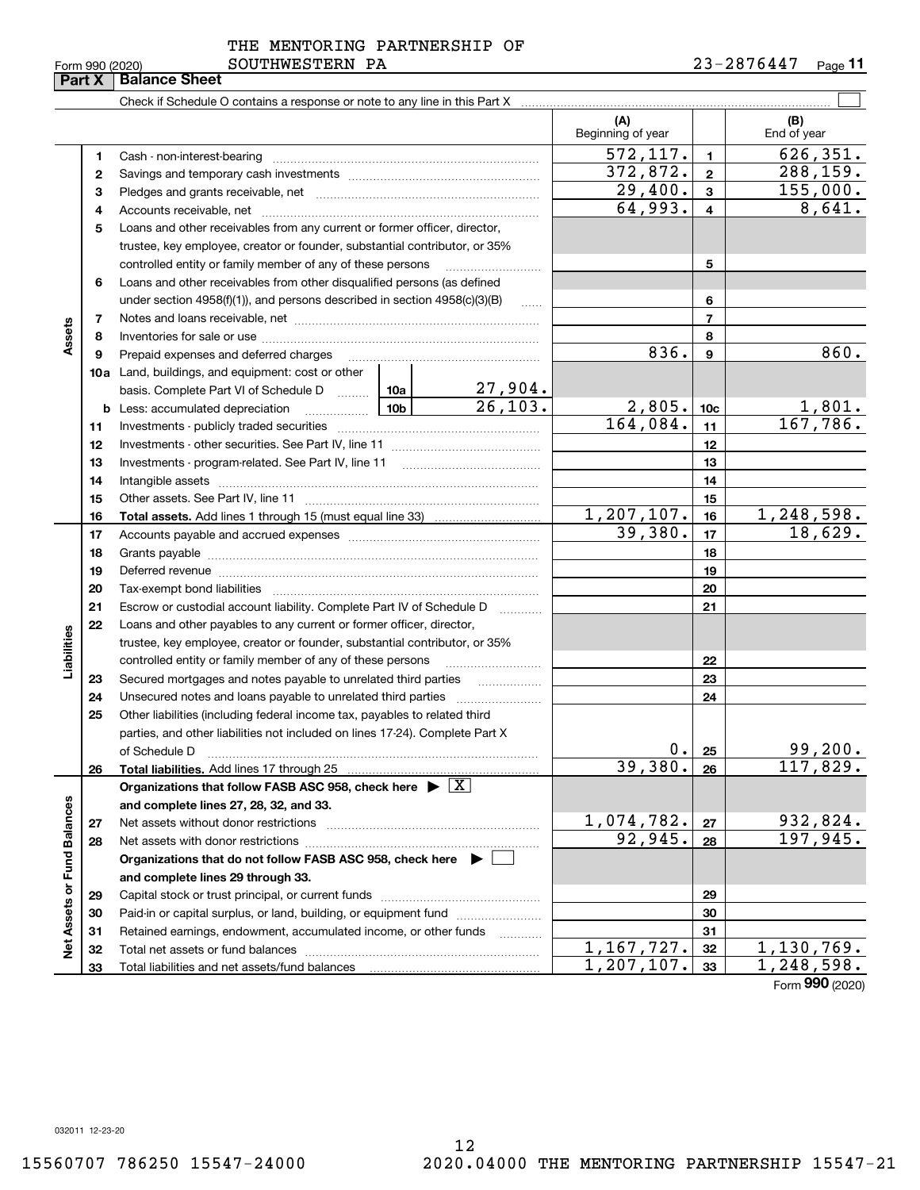THE MENTORING PARTNERSHIP OF SOUTHWESTERN PA

Form 990 (2020) 23-2876447

## Part X Balance Sheet

Check if Schedule O contains a response or note to any line in this Part X ☐

| | | | | (A) Beginning of year | | (B) End of year |
|---|---|---|---|---|---|---|
| **Assets** | 1 | Cash - non-interest-bearing | | 572,117. | 1 | 626,351. |
| | 2 | Savings and temporary cash investments | | 372,872. | 2 | 288,159. |
| | 3 | Pledges and grants receivable, net | | 29,400. | 3 | 155,000. |
| | 4 | Accounts receivable, net | | 64,993. | 4 | 8,641. |
| | 5 | Loans and other receivables from any current or former officer, director, trustee, key employee, creator or founder, substantial contributor, or 35% controlled entity or family member of any of these persons | | | 5 | |
| | 6 | Loans and other receivables from other disqualified persons (as defined under section 4958(f)(1)), and persons described in section 4958(c)(3)(B) | | | 6 | |
| | 7 | Notes and loans receivable, net | | | 7 | |
| | 8 | Inventories for sale or use | | | 8 | |
| | 9 | Prepaid expenses and deferred charges | | 836. | 9 | 860. |
| | 10a | Land, buildings, and equipment: cost or other basis. Complete Part VI of Schedule D | 10a 27,904. | | | |
| | b | Less: accumulated depreciation | 10b 26,103. | 2,805. | 10c | 1,801. |
| | 11 | Investments - publicly traded securities | | 164,084. | 11 | 167,786. |
| | 12 | Investments - other securities. See Part IV, line 11 | | | 12 | |
| | 13 | Investments - program-related. See Part IV, line 11 | | | 13 | |
| | 14 | Intangible assets | | | 14 | |
| | 15 | Other assets. See Part IV, line 11 | | | 15 | |
| | 16 | **Total assets.** Add lines 1 through 15 (must equal line 33) | | 1,207,107. | 16 | 1,248,598. |
| **Liabilities** | 17 | Accounts payable and accrued expenses | | 39,380. | 17 | 18,629. |
| | 18 | Grants payable | | | 18 | |
| | 19 | Deferred revenue | | | 19 | |
| | 20 | Tax-exempt bond liabilities | | | 20 | |
| | 21 | Escrow or custodial account liability. Complete Part IV of Schedule D | | | 21 | |
| | 22 | Loans and other payables to any current or former officer, director, trustee, key employee, creator or founder, substantial contributor, or 35% controlled entity or family member of any of these persons | | | 22 | |
| | 23 | Secured mortgages and notes payable to unrelated third parties | | | 23 | |
| | 24 | Unsecured notes and loans payable to unrelated third parties | | | 24 | |
| | 25 | Other liabilities (including federal income tax, payables to related third parties, and other liabilities not included on lines 17-24). Complete Part X of Schedule D | | 0. | 25 | 99,200. |
| | 26 | **Total liabilities.** Add lines 17 through 25 | | 39,380. | 26 | 117,829. |
| **Net Assets or Fund Balances** | | **Organizations that follow FASB ASC 958, check here ▶ ☒ and complete lines 27, 28, 32, and 33.** | | | | |
| | 27 | Net assets without donor restrictions | | 1,074,782. | 27 | 932,824. |
| | 28 | Net assets with donor restrictions | | 92,945. | 28 | 197,945. |
| | | **Organizations that do not follow FASB ASC 958, check here ▶ ☐ and complete lines 29 through 33.** | | | | |
| | 29 | Capital stock or trust principal, or current funds | | | 29 | |
| | 30 | Paid-in or capital surplus, or land, building, or equipment fund | | | 30 | |
| | 31 | Retained earnings, endowment, accumulated income, or other funds | | | 31 | |
| | 32 | Total net assets or fund balances | | 1,167,727. | 32 | 1,130,769. |
| | 33 | Total liabilities and net assets/fund balances | | 1,207,107. | 33 | 1,248,598. |

Form **990** (2020)

032011 12-23-20

15560707 786250 15547-24000 2020.04000 THE MENTORING PARTNERSHIP 15547-21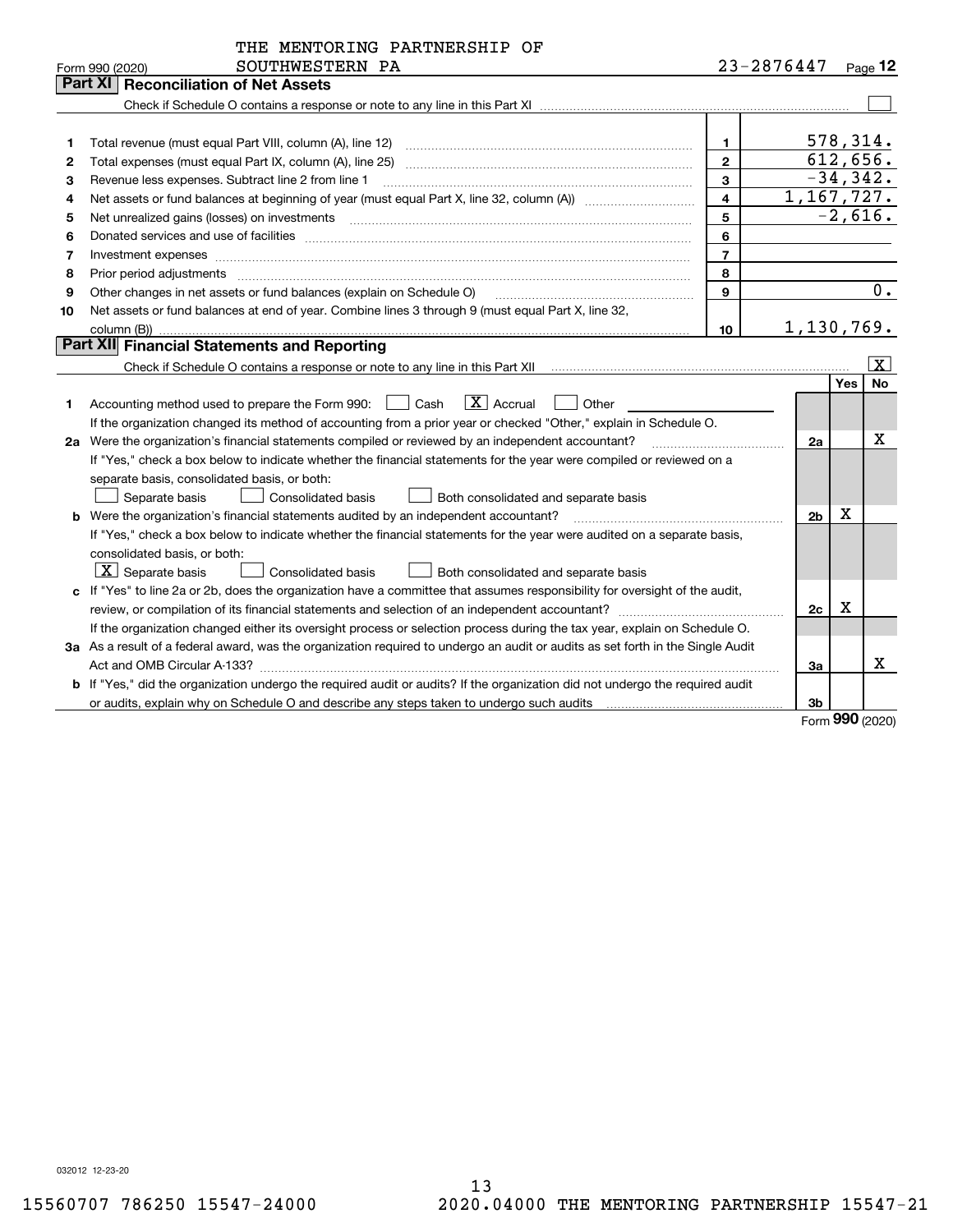THE MENTORING PARTNERSHIP OF SOUTHWESTERN PA

Form 990 (2020) 23-2876447 Page **12**

## Part XI Reconciliation of Net Assets

Check if Schedule O contains a response or note to any line in this Part XI [ ]

| | | | |
|---|---|---|---|
| 1 | Total revenue (must equal Part VIII, column (A), line 12) | 1 | 578,314. |
| 2 | Total expenses (must equal Part IX, column (A), line 25) | 2 | 612,656. |
| 3 | Revenue less expenses. Subtract line 2 from line 1 | 3 | -34,342. |
| 4 | Net assets or fund balances at beginning of year (must equal Part X, line 32, column (A)) | 4 | 1,167,727. |
| 5 | Net unrealized gains (losses) on investments | 5 | -2,616. |
| 6 | Donated services and use of facilities | 6 | |
| 7 | Investment expenses | 7 | |
| 8 | Prior period adjustments | 8 | |
| 9 | Other changes in net assets or fund balances (explain on Schedule O) | 9 | 0. |
| 10 | Net assets or fund balances at end of year. Combine lines 3 through 9 (must equal Part X, line 32, column (B)) | 10 | 1,130,769. |

## Part XII Financial Statements and Reporting

Check if Schedule O contains a response or note to any line in this Part XII [X]

| | | | Yes | No |
|---|---|---|---|---|
| 1 | Accounting method used to prepare the Form 990: [ ] Cash [X] Accrual [ ] Other<br>If the organization changed its method of accounting from a prior year or checked "Other," explain in Schedule O. | | | |
| 2a | Were the organization's financial statements compiled or reviewed by an independent accountant?<br>If "Yes," check a box below to indicate whether the financial statements for the year were compiled or reviewed on a separate basis, consolidated basis, or both:<br>[ ] Separate basis [ ] Consolidated basis [ ] Both consolidated and separate basis | 2a | | X |
| b | Were the organization's financial statements audited by an independent accountant?<br>If "Yes," check a box below to indicate whether the financial statements for the year were audited on a separate basis, consolidated basis, or both:<br>[X] Separate basis [ ] Consolidated basis [ ] Both consolidated and separate basis | 2b | X | |
| c | If "Yes" to line 2a or 2b, does the organization have a committee that assumes responsibility for oversight of the audit, review, or compilation of its financial statements and selection of an independent accountant?<br>If the organization changed either its oversight process or selection process during the tax year, explain on Schedule O. | 2c | X | |
| 3a | As a result of a federal award, was the organization required to undergo an audit or audits as set forth in the Single Audit Act and OMB Circular A-133? | 3a | | X |
| b | If "Yes," did the organization undergo the required audit or audits? If the organization did not undergo the required audit or audits, explain why on Schedule O and describe any steps taken to undergo such audits | 3b | | |

Form **990** (2020)

032012 12-23-20

15560707 786250 15547-24000 2020.04000 THE MENTORING PARTNERSHIP 15547-21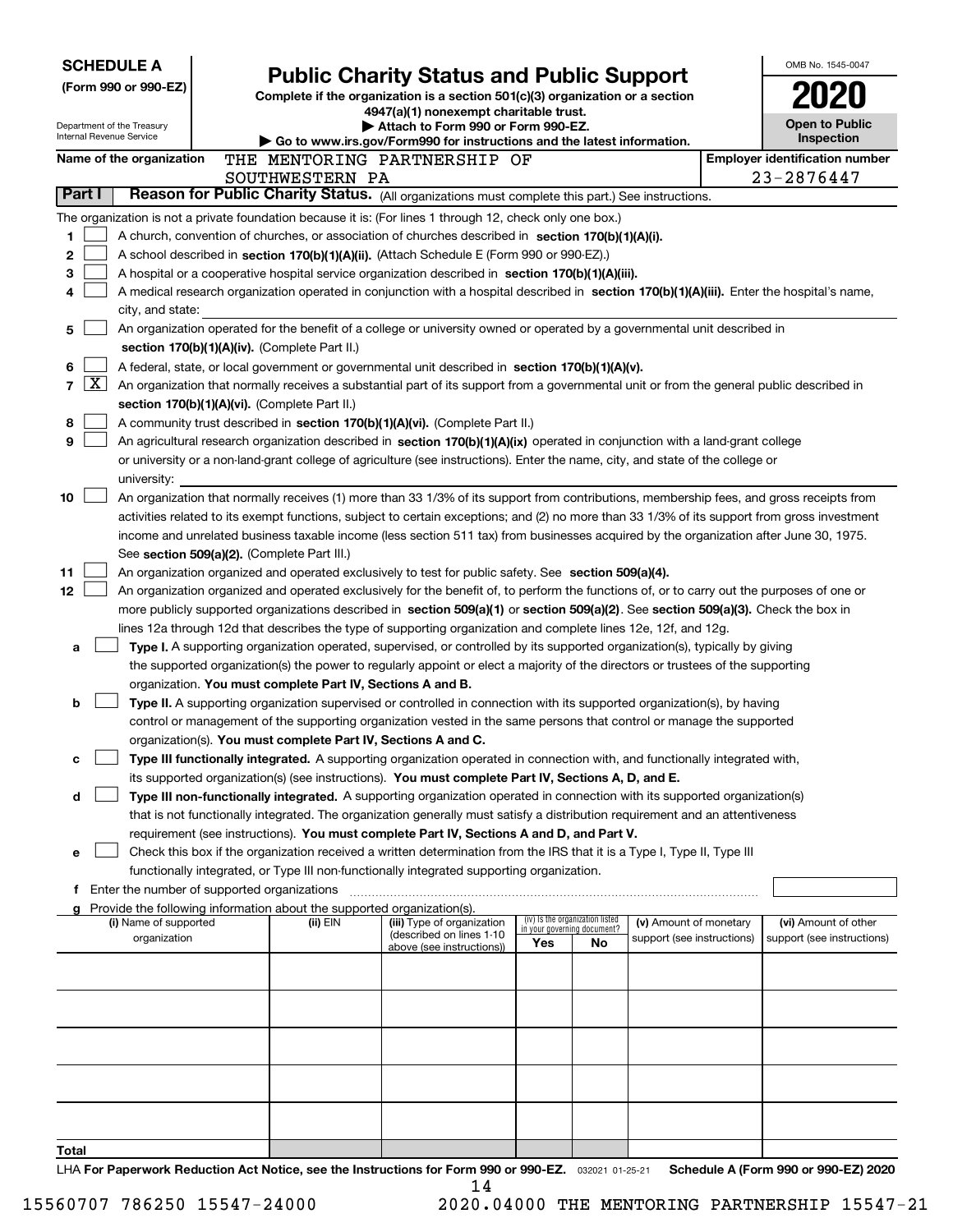**SCHEDULE A (Form 990 or 990-EZ)**

Department of the Treasury
Internal Revenue Service

# Public Charity Status and Public Support

**Complete if the organization is a section 501(c)(3) organization or a section 4947(a)(1) nonexempt charitable trust.**
**▶ Attach to Form 990 or Form 990-EZ.**
**▶ Go to www.irs.gov/Form990 for instructions and the latest information.**

OMB No. 1545-0047
**2020**
**Open to Public Inspection**

**Name of the organization:** THE MENTORING PARTNERSHIP OF SOUTHWESTERN PA
**Employer identification number:** 23-2876447

## Part I Reason for Public Charity Status. (All organizations must complete this part.) See instructions.

The organization is not a private foundation because it is: (For lines 1 through 12, check only one box.)

1. ☐ A church, convention of churches, or association of churches described in **section 170(b)(1)(A)(i).**
2. ☐ A school described in **section 170(b)(1)(A)(ii).** (Attach Schedule E (Form 990 or 990-EZ).)
3. ☐ A hospital or a cooperative hospital service organization described in **section 170(b)(1)(A)(iii).**
4. ☐ A medical research organization operated in conjunction with a hospital described in **section 170(b)(1)(A)(iii).** Enter the hospital's name, city, and state:
5. ☐ An organization operated for the benefit of a college or university owned or operated by a governmental unit described in **section 170(b)(1)(A)(iv).** (Complete Part II.)
6. ☐ A federal, state, or local government or governmental unit described in **section 170(b)(1)(A)(v).**
7. ☒ An organization that normally receives a substantial part of its support from a governmental unit or from the general public described in **section 170(b)(1)(A)(vi).** (Complete Part II.)
8. ☐ A community trust described in **section 170(b)(1)(A)(vi).** (Complete Part II.)
9. ☐ An agricultural research organization described in **section 170(b)(1)(A)(ix)** operated in conjunction with a land-grant college or university or a non-land-grant college of agriculture (see instructions). Enter the name, city, and state of the college or university:
10. ☐ An organization that normally receives (1) more than 33 1/3% of its support from contributions, membership fees, and gross receipts from activities related to its exempt functions, subject to certain exceptions; and (2) no more than 33 1/3% of its support from gross investment income and unrelated business taxable income (less section 511 tax) from businesses acquired by the organization after June 30, 1975. See **section 509(a)(2).** (Complete Part III.)
11. ☐ An organization organized and operated exclusively to test for public safety. See **section 509(a)(4).**
12. ☐ An organization organized and operated exclusively for the benefit of, to perform the functions of, or to carry out the purposes of one or more publicly supported organizations described in **section 509(a)(1)** or **section 509(a)(2).** See **section 509(a)(3).** Check the box in lines 12a through 12d that describes the type of supporting organization and complete lines 12e, 12f, and 12g.
   - **a** ☐ **Type I.** A supporting organization operated, supervised, or controlled by its supported organization(s), typically by giving the supported organization(s) the power to regularly appoint or elect a majority of the directors or trustees of the supporting organization. **You must complete Part IV, Sections A and B.**
   - **b** ☐ **Type II.** A supporting organization supervised or controlled in connection with its supported organization(s), by having control or management of the supporting organization vested in the same persons that control or manage the supported organization(s). **You must complete Part IV, Sections A and C.**
   - **c** ☐ **Type III functionally integrated.** A supporting organization operated in connection with, and functionally integrated with, its supported organization(s) (see instructions). **You must complete Part IV, Sections A, D, and E.**
   - **d** ☐ **Type III non-functionally integrated.** A supporting organization operated in connection with its supported organization(s) that is not functionally integrated. The organization generally must satisfy a distribution requirement and an attentiveness requirement (see instructions). **You must complete Part IV, Sections A and D, and Part V.**
   - **e** ☐ Check this box if the organization received a written determination from the IRS that it is a Type I, Type II, Type III functionally integrated, or Type III non-functionally integrated supporting organization.
   - **f** Enter the number of supported organizations
   - **g** Provide the following information about the supported organization(s).

| (i) Name of supported organization | (ii) EIN | (iii) Type of organization (described on lines 1-10 above (see instructions)) | (iv) Is the organization listed in your governing document? Yes | No | (v) Amount of monetary support (see instructions) | (vi) Amount of other support (see instructions) |
|---|---|---|---|---|---|---|
| | | | | | | |
| | | | | | | |
| | | | | | | |
| | | | | | | |
| | | | | | | |
| **Total** | | | | | | |

LHA **For Paperwork Reduction Act Notice, see the Instructions for Form 990 or 990-EZ.** 032021 01-25-21 **Schedule A (Form 990 or 990-EZ) 2020**

15560707 786250 15547-24000 2020.04000 THE MENTORING PARTNERSHIP 15547-21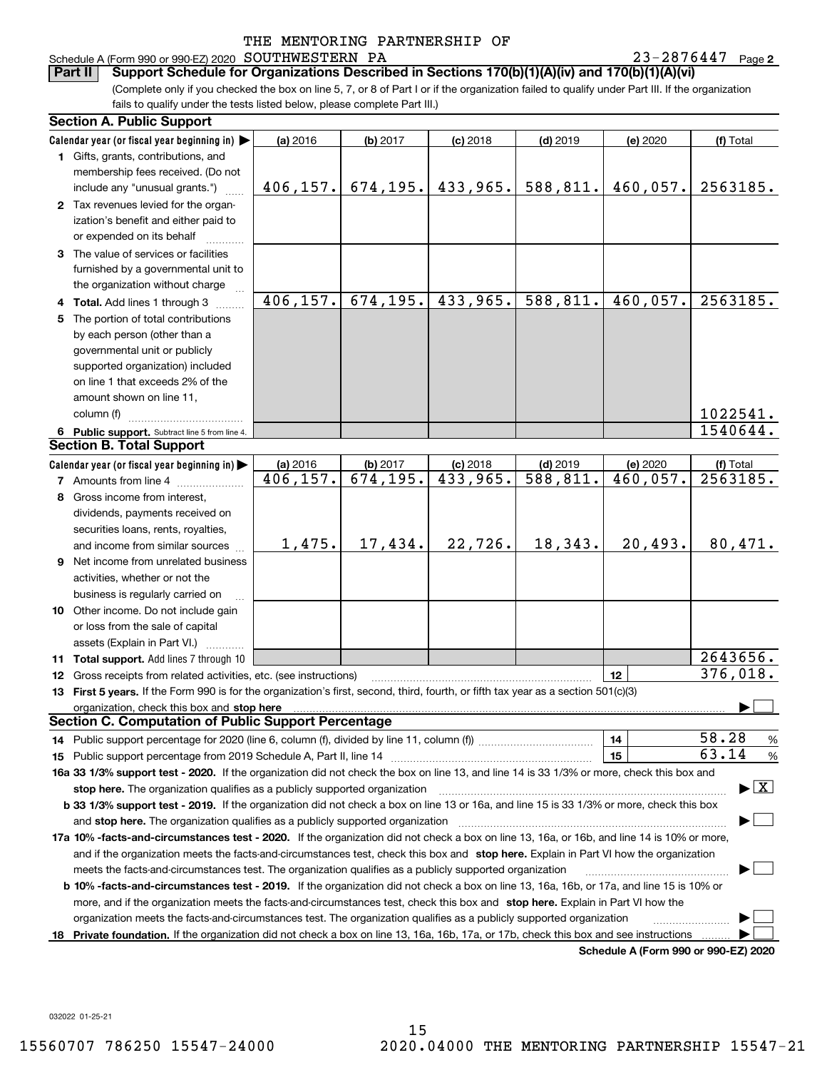THE MENTORING PARTNERSHIP OF

Schedule A (Form 990 or 990-EZ) 2020 SOUTHWESTERN PA 23-2876447 Page 2

**Part II** **Support Schedule for Organizations Described in Sections 170(b)(1)(A)(iv) and 170(b)(1)(A)(vi)**

(Complete only if you checked the box on line 5, 7, or 8 of Part I or if the organization failed to qualify under Part III. If the organization fails to qualify under the tests listed below, please complete Part III.)

## Section A. Public Support

| Calendar year (or fiscal year beginning in) | (a) 2016 | (b) 2017 | (c) 2018 | (d) 2019 | (e) 2020 | (f) Total |
|---|---|---|---|---|---|---|
| **1** Gifts, grants, contributions, and membership fees received. (Do not include any "unusual grants.") | 406,157. | 674,195. | 433,965. | 588,811. | 460,057. | 2563185. |
| **2** Tax revenues levied for the organization's benefit and either paid to or expended on its behalf | | | | | | |
| **3** The value of services or facilities furnished by a governmental unit to the organization without charge | | | | | | |
| **4 Total.** Add lines 1 through 3 | 406,157. | 674,195. | 433,965. | 588,811. | 460,057. | 2563185. |
| **5** The portion of total contributions by each person (other than a governmental unit or publicly supported organization) included on line 1 that exceeds 2% of the amount shown on line 11, column (f) | | | | | | 1022541. |
| **6 Public support.** Subtract line 5 from line 4. | | | | | | 1540644. |

## Section B. Total Support

| Calendar year (or fiscal year beginning in) | (a) 2016 | (b) 2017 | (c) 2018 | (d) 2019 | (e) 2020 | (f) Total |
|---|---|---|---|---|---|---|
| **7** Amounts from line 4 | 406,157. | 674,195. | 433,965. | 588,811. | 460,057. | 2563185. |
| **8** Gross income from interest, dividends, payments received on securities loans, rents, royalties, and income from similar sources | 1,475. | 17,434. | 22,726. | 18,343. | 20,493. | 80,471. |
| **9** Net income from unrelated business activities, whether or not the business is regularly carried on | | | | | | |
| **10** Other income. Do not include gain or loss from the sale of capital assets (Explain in Part VI.) | | | | | | |
| **11 Total support.** Add lines 7 through 10 | | | | | | 2643656. |

**12** Gross receipts from related activities, etc. (see instructions) **12** 376,018.

**13 First 5 years.** If the Form 990 is for the organization's first, second, third, fourth, or fifth tax year as a section 501(c)(3) organization, check this box and **stop here** ☐

## Section C. Computation of Public Support Percentage

**14** Public support percentage for 2020 (line 6, column (f), divided by line 11, column (f)) **14** 58.28 %

**15** Public support percentage from 2019 Schedule A, Part II, line 14 **15** 63.14 %

**16a 33 1/3% support test - 2020.** If the organization did not check the box on line 13, and line 14 is 33 1/3% or more, check this box and **stop here.** The organization qualifies as a publicly supported organization ☒

**b 33 1/3% support test - 2019.** If the organization did not check a box on line 13 or 16a, and line 15 is 33 1/3% or more, check this box and **stop here.** The organization qualifies as a publicly supported organization ☐

**17a 10% -facts-and-circumstances test - 2020.** If the organization did not check a box on line 13, 16a, or 16b, and line 14 is 10% or more, and if the organization meets the facts-and-circumstances test, check this box and **stop here.** Explain in Part VI how the organization meets the facts-and-circumstances test. The organization qualifies as a publicly supported organization ☐

**b 10% -facts-and-circumstances test - 2019.** If the organization did not check a box on line 13, 16a, 16b, or 17a, and line 15 is 10% or more, and if the organization meets the facts-and-circumstances test, check this box and **stop here.** Explain in Part VI how the organization meets the facts-and-circumstances test. The organization qualifies as a publicly supported organization ☐

**18 Private foundation.** If the organization did not check a box on line 13, 16a, 16b, 17a, or 17b, check this box and see instructions ☐

**Schedule A (Form 990 or 990-EZ) 2020**

032022 01-25-21

15560707 786250 15547-24000 2020.04000 THE MENTORING PARTNERSHIP 15547-21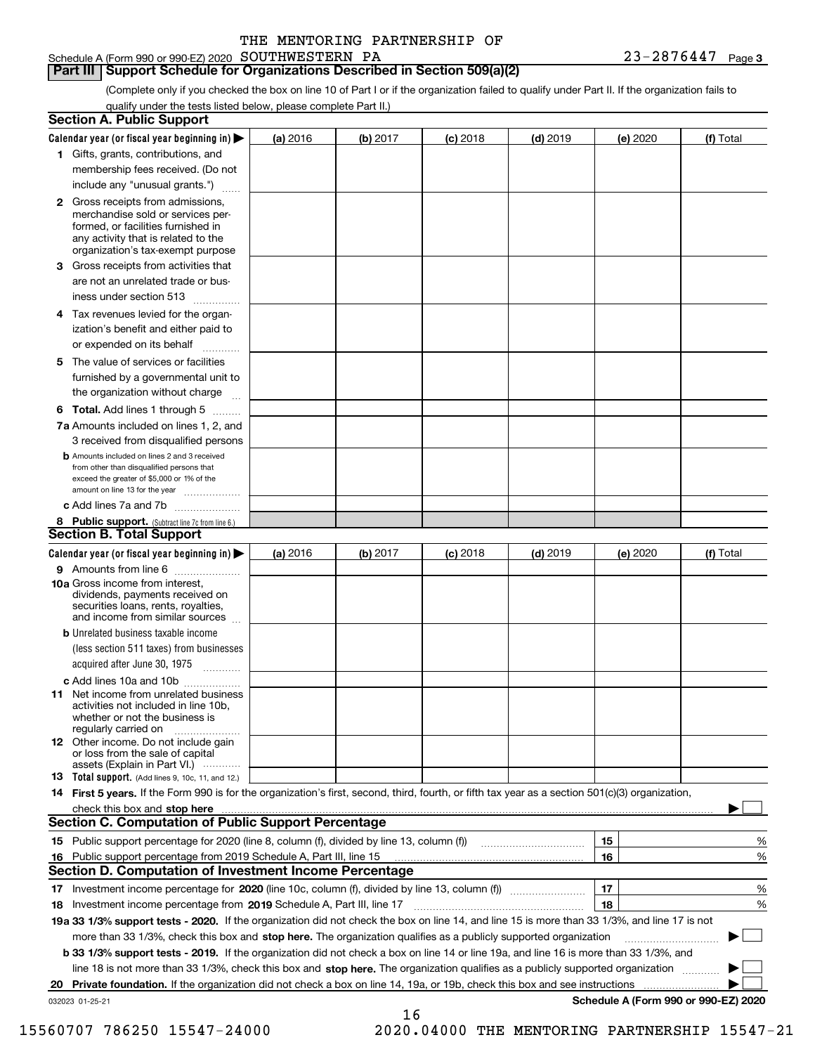THE MENTORING PARTNERSHIP OF SOUTHWESTERN PA 23-2876447

Schedule A (Form 990 or 990-EZ) 2020

## Part III Support Schedule for Organizations Described in Section 509(a)(2)

(Complete only if you checked the box on line 10 of Part I or if the organization failed to qualify under Part II. If the organization fails to qualify under the tests listed below, please complete Part II.)

### Section A. Public Support

| Calendar year (or fiscal year beginning in) ▶ | (a) 2016 | (b) 2017 | (c) 2018 | (d) 2019 | (e) 2020 | (f) Total |
|---|---|---|---|---|---|---|
| **1** Gifts, grants, contributions, and membership fees received. (Do not include any "unusual grants.") | | | | | | |
| **2** Gross receipts from admissions, merchandise sold or services performed, or facilities furnished in any activity that is related to the organization's tax-exempt purpose | | | | | | |
| **3** Gross receipts from activities that are not an unrelated trade or business under section 513 | | | | | | |
| **4** Tax revenues levied for the organization's benefit and either paid to or expended on its behalf | | | | | | |
| **5** The value of services or facilities furnished by a governmental unit to the organization without charge | | | | | | |
| **6 Total.** Add lines 1 through 5 | | | | | | |
| **7a** Amounts included on lines 1, 2, and 3 received from disqualified persons | | | | | | |
| **b** Amounts included on lines 2 and 3 received from other than disqualified persons that exceed the greater of $5,000 or 1% of the amount on line 13 for the year | | | | | | |
| **c** Add lines 7a and 7b | | | | | | |
| **8 Public support.** (Subtract line 7c from line 6.) | | | | | | |

### Section B. Total Support

| Calendar year (or fiscal year beginning in) ▶ | (a) 2016 | (b) 2017 | (c) 2018 | (d) 2019 | (e) 2020 | (f) Total |
|---|---|---|---|---|---|---|
| **9** Amounts from line 6 | | | | | | |
| **10a** Gross income from interest, dividends, payments received on securities loans, rents, royalties, and income from similar sources | | | | | | |
| **b** Unrelated business taxable income (less section 511 taxes) from businesses acquired after June 30, 1975 | | | | | | |
| **c** Add lines 10a and 10b | | | | | | |
| **11** Net income from unrelated business activities not included in line 10b, whether or not the business is regularly carried on | | | | | | |
| **12** Other income. Do not include gain or loss from the sale of capital assets (Explain in Part VI.) | | | | | | |
| **13 Total support.** (Add lines 9, 10c, 11, and 12.) | | | | | | |

**14 First 5 years.** If the Form 990 is for the organization's first, second, third, fourth, or fifth tax year as a section 501(c)(3) organization, check this box and **stop here** ▶ ☐

### Section C. Computation of Public Support Percentage

| | | | |
|---|---|---|---|
| **15** | Public support percentage for 2020 (line 8, column (f), divided by line 13, column (f)) | 15 | % |
| **16** | Public support percentage from 2019 Schedule A, Part III, line 15 | 16 | % |

### Section D. Computation of Investment Income Percentage

| | | | |
|---|---|---|---|
| **17** | Investment income percentage for **2020** (line 10c, column (f), divided by line 13, column (f)) | 17 | % |
| **18** | Investment income percentage from **2019** Schedule A, Part III, line 17 | 18 | % |

**19a 33 1/3% support tests - 2020.** If the organization did not check the box on line 14, and line 15 is more than 33 1/3%, and line 17 is not more than 33 1/3%, check this box and **stop here.** The organization qualifies as a publicly supported organization ▶ ☐

**b 33 1/3% support tests - 2019.** If the organization did not check a box on line 14 or line 19a, and line 16 is more than 33 1/3%, and line 18 is not more than 33 1/3%, check this box and **stop here.** The organization qualifies as a publicly supported organization ▶ ☐

**20 Private foundation.** If the organization did not check a box on line 14, 19a, or 19b, check this box and see instructions ▶ ☐

032023 01-25-21

**Schedule A (Form 990 or 990-EZ) 2020**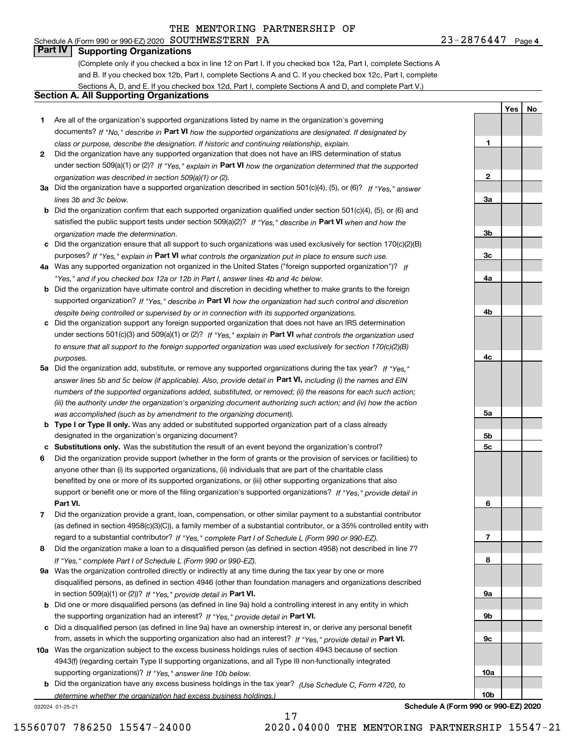THE MENTORING PARTNERSHIP OF

Schedule A (Form 990 or 990-EZ) 2020 SOUTHWESTERN PA 23-2876447 Page 4

## Part IV Supporting Organizations

(Complete only if you checked a box in line 12 on Part I. If you checked box 12a, Part I, complete Sections A and B. If you checked box 12b, Part I, complete Sections A and C. If you checked box 12c, Part I, complete Sections A, D, and E. If you checked box 12d, Part I, complete Sections A and D, and complete Part V.)

### Section A. All Supporting Organizations

| | | | Yes | No |
|---|---|---|---|---|
| **1** | Are all of the organization's supported organizations listed by name in the organization's governing documents? *If "No," describe in* **Part VI** *how the supported organizations are designated. If designated by class or purpose, describe the designation. If historic and continuing relationship, explain.* | **1** | | |
| **2** | Did the organization have any supported organization that does not have an IRS determination of status under section 509(a)(1) or (2)? *If "Yes," explain in* **Part VI** *how the organization determined that the supported organization was described in section 509(a)(1) or (2).* | **2** | | |
| **3a** | Did the organization have a supported organization described in section 501(c)(4), (5), or (6)? *If "Yes," answer lines 3b and 3c below.* | **3a** | | |
| **b** | Did the organization confirm that each supported organization qualified under section 501(c)(4), (5), or (6) and satisfied the public support tests under section 509(a)(2)? *If "Yes," describe in* **Part VI** *when and how the organization made the determination.* | **3b** | | |
| **c** | Did the organization ensure that all support to such organizations was used exclusively for section 170(c)(2)(B) purposes? *If "Yes," explain in* **Part VI** *what controls the organization put in place to ensure such use.* | **3c** | | |
| **4a** | Was any supported organization not organized in the United States ("foreign supported organization")? *If "Yes," and if you checked box 12a or 12b in Part I, answer lines 4b and 4c below.* | **4a** | | |
| **b** | Did the organization have ultimate control and discretion in deciding whether to make grants to the foreign supported organization? *If "Yes," describe in* **Part VI** *how the organization had such control and discretion despite being controlled or supervised by or in connection with its supported organizations.* | **4b** | | |
| **c** | Did the organization support any foreign supported organization that does not have an IRS determination under sections 501(c)(3) and 509(a)(1) or (2)? *If "Yes," explain in* **Part VI** *what controls the organization used to ensure that all support to the foreign supported organization was used exclusively for section 170(c)(2)(B) purposes.* | **4c** | | |
| **5a** | Did the organization add, substitute, or remove any supported organizations during the tax year? *If "Yes," answer lines 5b and 5c below (if applicable). Also, provide detail in* **Part VI,** *including (i) the names and EIN numbers of the supported organizations added, substituted, or removed; (ii) the reasons for each such action; (iii) the authority under the organization's organizing document authorizing such action; and (iv) how the action was accomplished (such as by amendment to the organizing document).* | **5a** | | |
| **b** | **Type I or Type II only.** Was any added or substituted supported organization part of a class already designated in the organization's organizing document? | **5b** | | |
| **c** | **Substitutions only.** Was the substitution the result of an event beyond the organization's control? | **5c** | | |
| **6** | Did the organization provide support (whether in the form of grants or the provision of services or facilities) to anyone other than (i) its supported organizations, (ii) individuals that are part of the charitable class benefited by one or more of its supported organizations, or (iii) other supporting organizations that also support or benefit one or more of the filing organization's supported organizations? *If "Yes," provide detail in* **Part VI.** | **6** | | |
| **7** | Did the organization provide a grant, loan, compensation, or other similar payment to a substantial contributor (as defined in section 4958(c)(3)(C)), a family member of a substantial contributor, or a 35% controlled entity with regard to a substantial contributor? *If "Yes," complete Part I of Schedule L (Form 990 or 990-EZ).* | **7** | | |
| **8** | Did the organization make a loan to a disqualified person (as defined in section 4958) not described in line 7? *If "Yes," complete Part I of Schedule L (Form 990 or 990-EZ).* | **8** | | |
| **9a** | Was the organization controlled directly or indirectly at any time during the tax year by one or more disqualified persons, as defined in section 4946 (other than foundation managers and organizations described in section 509(a)(1) or (2))? *If "Yes," provide detail in* **Part VI.** | **9a** | | |
| **b** | Did one or more disqualified persons (as defined in line 9a) hold a controlling interest in any entity in which the supporting organization had an interest? *If "Yes," provide detail in* **Part VI.** | **9b** | | |
| **c** | Did a disqualified person (as defined in line 9a) have an ownership interest in, or derive any personal benefit from, assets in which the supporting organization also had an interest? *If "Yes," provide detail in* **Part VI.** | **9c** | | |
| **10a** | Was the organization subject to the excess business holdings rules of section 4943 because of section 4943(f) (regarding certain Type II supporting organizations, and all Type III non-functionally integrated supporting organizations)? *If "Yes," answer line 10b below.* | **10a** | | |
| **b** | Did the organization have any excess business holdings in the tax year? *(Use Schedule C, Form 4720, to determine whether the organization had excess business holdings.)* | **10b** | | |

032024 01-25-21

**Schedule A (Form 990 or 990-EZ) 2020**

15560707 786250 15547-24000 2020.04000 THE MENTORING PARTNERSHIP 15547-21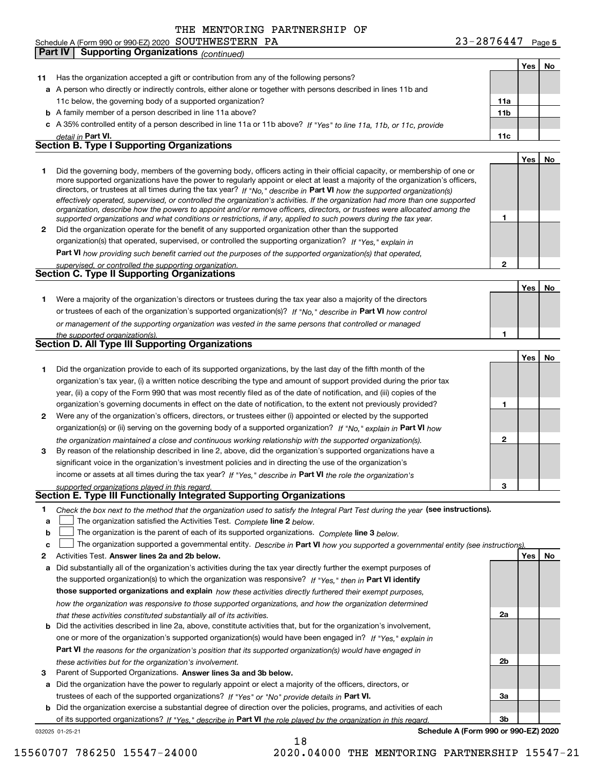THE MENTORING PARTNERSHIP OF

Schedule A (Form 990 or 990-EZ) 2020 SOUTHWESTERN PA 23-2876447 Page 5

**Part IV Supporting Organizations** *(continued)*

| | | | Yes | No |
|---|---|---|---|---|
| **11** | Has the organization accepted a gift or contribution from any of the following persons? | | | |
| **a** | A person who directly or indirectly controls, either alone or together with persons described in lines 11b and 11c below, the governing body of a supported organization? | **11a** | | |
| **b** | A family member of a person described in line 11a above? | **11b** | | |
| **c** | A 35% controlled entity of a person described in line 11a or 11b above? *If "Yes" to line 11a, 11b, or 11c, provide detail in* **Part VI.** | **11c** | | |

**Section B. Type I Supporting Organizations**

| | | | Yes | No |
|---|---|---|---|---|
| **1** | Did the governing body, members of the governing body, officers acting in their official capacity, or membership of one or more supported organizations have the power to regularly appoint or elect at least a majority of the organization's officers, directors, or trustees at all times during the tax year? *If "No," describe in* **Part VI** *how the supported organization(s) effectively operated, supervised, or controlled the organization's activities. If the organization had more than one supported organization, describe how the powers to appoint and/or remove officers, directors, or trustees were allocated among the supported organizations and what conditions or restrictions, if any, applied to such powers during the tax year.* | **1** | | |
| **2** | Did the organization operate for the benefit of any supported organization other than the supported organization(s) that operated, supervised, or controlled the supporting organization? *If "Yes," explain in* **Part VI** *how providing such benefit carried out the purposes of the supported organization(s) that operated, supervised, or controlled the supporting organization.* | **2** | | |

**Section C. Type II Supporting Organizations**

| | | | Yes | No |
|---|---|---|---|---|
| **1** | Were a majority of the organization's directors or trustees during the tax year also a majority of the directors or trustees of each of the organization's supported organization(s)? *If "No," describe in* **Part VI** *how control or management of the supporting organization was vested in the same persons that controlled or managed the supported organization(s).* | **1** | | |

**Section D. All Type III Supporting Organizations**

| | | | Yes | No |
|---|---|---|---|---|
| **1** | Did the organization provide to each of its supported organizations, by the last day of the fifth month of the organization's tax year, (i) a written notice describing the type and amount of support provided during the prior tax year, (ii) a copy of the Form 990 that was most recently filed as of the date of notification, and (iii) copies of the organization's governing documents in effect on the date of notification, to the extent not previously provided? | **1** | | |
| **2** | Were any of the organization's officers, directors, or trustees either (i) appointed or elected by the supported organization(s) or (ii) serving on the governing body of a supported organization? *If "No," explain in* **Part VI** *how the organization maintained a close and continuous working relationship with the supported organization(s).* | **2** | | |
| **3** | By reason of the relationship described in line 2, above, did the organization's supported organizations have a significant voice in the organization's investment policies and in directing the use of the organization's income or assets at all times during the tax year? *If "Yes," describe in* **Part VI** *the role the organization's supported organizations played in this regard.* | **3** | | |

**Section E. Type III Functionally Integrated Supporting Organizations**

**1** *Check the box next to the method that the organization used to satisfy the Integral Part Test during the year* **(see instructions).**

**a** ☐ The organization satisfied the Activities Test. *Complete* **line 2** *below.*

**b** ☐ The organization is the parent of each of its supported organizations. *Complete* **line 3** *below.*

**c** ☐ The organization supported a governmental entity. *Describe in* **Part VI** *how you supported a governmental entity (see instructions).*

| | | | Yes | No |
|---|---|---|---|---|
| **2** | Activities Test. **Answer lines 2a and 2b below.** | | | |
| **a** | Did substantially all of the organization's activities during the tax year directly further the exempt purposes of the supported organization(s) to which the organization was responsive? *If "Yes," then in* **Part VI identify those supported organizations and explain** *how these activities directly furthered their exempt purposes, how the organization was responsive to those supported organizations, and how the organization determined that these activities constituted substantially all of its activities.* | **2a** | | |
| **b** | Did the activities described in line 2a, above, constitute activities that, but for the organization's involvement, one or more of the organization's supported organization(s) would have been engaged in? *If "Yes," explain in* **Part VI** *the reasons for the organization's position that its supported organization(s) would have engaged in these activities but for the organization's involvement.* | **2b** | | |
| **3** | Parent of Supported Organizations. **Answer lines 3a and 3b below.** | | | |
| **a** | Did the organization have the power to regularly appoint or elect a majority of the officers, directors, or trustees of each of the supported organizations? *If "Yes" or "No" provide details in* **Part VI.** | **3a** | | |
| **b** | Did the organization exercise a substantial degree of direction over the policies, programs, and activities of each of its supported organizations? *If "Yes," describe in* **Part VI** *the role played by the organization in this regard.* | **3b** | | |

032025 01-25-21 **Schedule A (Form 990 or 990-EZ) 2020**

15560707 786250 15547-24000 2020.04000 THE MENTORING PARTNERSHIP 15547-21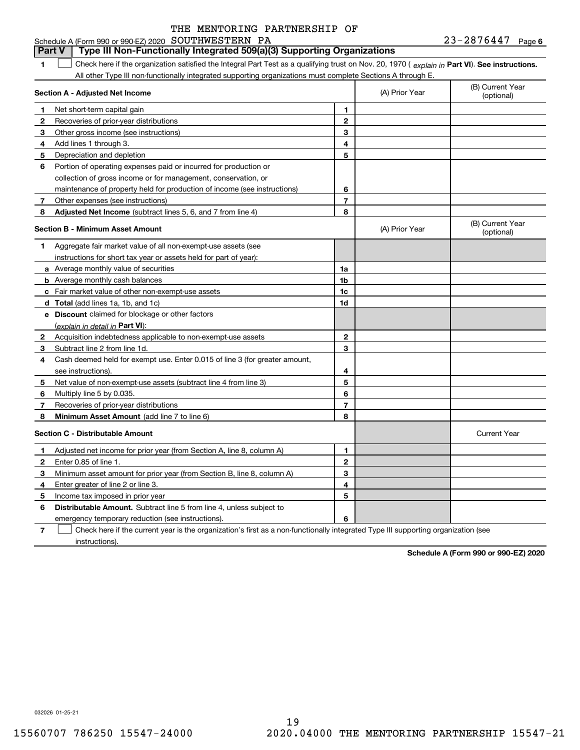THE MENTORING PARTNERSHIP OF

Schedule A (Form 990 or 990-EZ) 2020 SOUTHWESTERN PA 23-2876447 Page 6

## Part V | Type III Non-Functionally Integrated 509(a)(3) Supporting Organizations

**1** ☐ Check here if the organization satisfied the Integral Part Test as a qualifying trust on Nov. 20, 1970 ( *explain in* **Part VI**). **See instructions.** All other Type III non-functionally integrated supporting organizations must complete Sections A through E.

| **Section A - Adjusted Net Income** | | (A) Prior Year | (B) Current Year (optional) |
|---|---|---|---|
| **1** Net short-term capital gain | 1 | | |
| **2** Recoveries of prior-year distributions | 2 | | |
| **3** Other gross income (see instructions) | 3 | | |
| **4** Add lines 1 through 3. | 4 | | |
| **5** Depreciation and depletion | 5 | | |
| **6** Portion of operating expenses paid or incurred for production or collection of gross income or for management, conservation, or maintenance of property held for production of income (see instructions) | 6 | | |
| **7** Other expenses (see instructions) | 7 | | |
| **8** **Adjusted Net Income** (subtract lines 5, 6, and 7 from line 4) | 8 | | |

| **Section B - Minimum Asset Amount** | | (A) Prior Year | (B) Current Year (optional) |
|---|---|---|---|
| **1** Aggregate fair market value of all non-exempt-use assets (see instructions for short tax year or assets held for part of year): | | | |
| **a** Average monthly value of securities | 1a | | |
| **b** Average monthly cash balances | 1b | | |
| **c** Fair market value of other non-exempt-use assets | 1c | | |
| **d** **Total** (add lines 1a, 1b, and 1c) | 1d | | |
| **e** **Discount** claimed for blockage or other factors (*explain in detail in* **Part VI**): | | | |
| **2** Acquisition indebtedness applicable to non-exempt-use assets | 2 | | |
| **3** Subtract line 2 from line 1d. | 3 | | |
| **4** Cash deemed held for exempt use. Enter 0.015 of line 3 (for greater amount, see instructions). | 4 | | |
| **5** Net value of non-exempt-use assets (subtract line 4 from line 3) | 5 | | |
| **6** Multiply line 5 by 0.035. | 6 | | |
| **7** Recoveries of prior-year distributions | 7 | | |
| **8** **Minimum Asset Amount** (add line 7 to line 6) | 8 | | |

| **Section C - Distributable Amount** | | | Current Year |
|---|---|---|---|
| **1** Adjusted net income for prior year (from Section A, line 8, column A) | 1 | | |
| **2** Enter 0.85 of line 1. | 2 | | |
| **3** Minimum asset amount for prior year (from Section B, line 8, column A) | 3 | | |
| **4** Enter greater of line 2 or line 3. | 4 | | |
| **5** Income tax imposed in prior year | 5 | | |
| **6** **Distributable Amount.** Subtract line 5 from line 4, unless subject to emergency temporary reduction (see instructions). | 6 | | |

**7** ☐ Check here if the current year is the organization's first as a non-functionally integrated Type III supporting organization (see instructions).

**Schedule A (Form 990 or 990-EZ) 2020**

032026 01-25-21

15560707 786250 15547-24000 2020.04000 THE MENTORING PARTNERSHIP 15547-21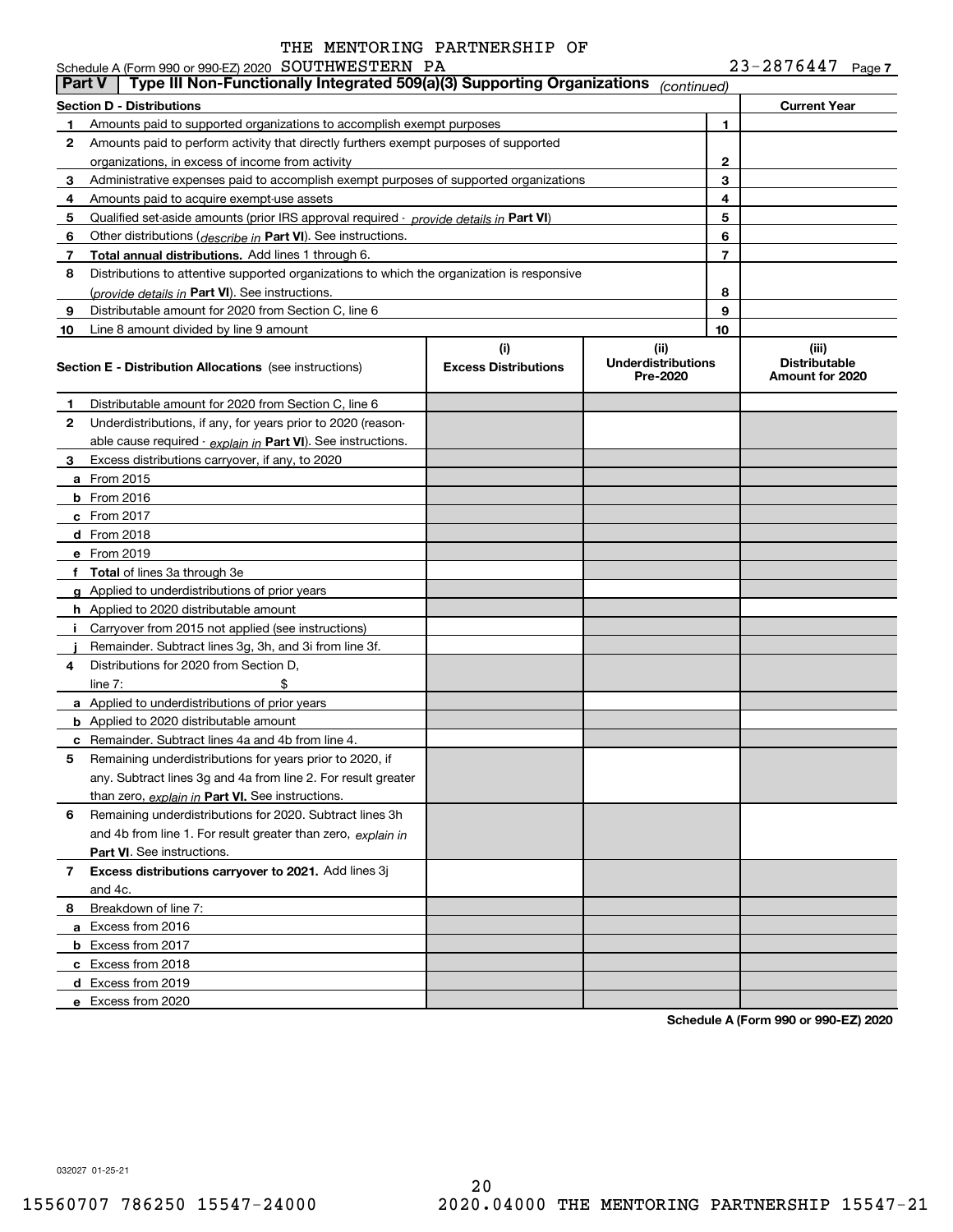THE MENTORING PARTNERSHIP OF

Schedule A (Form 990 or 990-EZ) 2020 SOUTHWESTERN PA 23-2876447 Page 7

## Part V Type III Non-Functionally Integrated 509(a)(3) Supporting Organizations *(continued)*

| Section D - Distributions | | | Current Year |
|---|---|---|---|
| 1 | Amounts paid to supported organizations to accomplish exempt purposes | 1 | |
| 2 | Amounts paid to perform activity that directly furthers exempt purposes of supported organizations, in excess of income from activity | 2 | |
| 3 | Administrative expenses paid to accomplish exempt purposes of supported organizations | 3 | |
| 4 | Amounts paid to acquire exempt-use assets | 4 | |
| 5 | Qualified set-aside amounts (prior IRS approval required - *provide details in* **Part VI**) | 5 | |
| 6 | Other distributions (*describe in* **Part VI**). See instructions. | 6 | |
| 7 | **Total annual distributions.** Add lines 1 through 6. | 7 | |
| 8 | Distributions to attentive supported organizations to which the organization is responsive (*provide details in* **Part VI**). See instructions. | 8 | |
| 9 | Distributable amount for 2020 from Section C, line 6 | 9 | |
| 10 | Line 8 amount divided by line 9 amount | 10 | |

| Section E - Distribution Allocations (see instructions) | (i) Excess Distributions | (ii) Underdistributions Pre-2020 | (iii) Distributable Amount for 2020 |
|---|---|---|---|
| **1** Distributable amount for 2020 from Section C, line 6 | | | |
| **2** Underdistributions, if any, for years prior to 2020 (reasonable cause required - *explain in* **Part VI**). See instructions. | | | |
| **3** Excess distributions carryover, if any, to 2020 | | | |
| **a** From 2015 | | | |
| **b** From 2016 | | | |
| **c** From 2017 | | | |
| **d** From 2018 | | | |
| **e** From 2019 | | | |
| **f Total** of lines 3a through 3e | | | |
| **g** Applied to underdistributions of prior years | | | |
| **h** Applied to 2020 distributable amount | | | |
| **i** Carryover from 2015 not applied (see instructions) | | | |
| **j** Remainder. Subtract lines 3g, 3h, and 3i from line 3f. | | | |
| **4** Distributions for 2020 from Section D, line 7: $ | | | |
| **a** Applied to underdistributions of prior years | | | |
| **b** Applied to 2020 distributable amount | | | |
| **c** Remainder. Subtract lines 4a and 4b from line 4. | | | |
| **5** Remaining underdistributions for years prior to 2020, if any. Subtract lines 3g and 4a from line 2. For result greater than zero, *explain in* **Part VI**. See instructions. | | | |
| **6** Remaining underdistributions for 2020. Subtract lines 3h and 4b from line 1. For result greater than zero, *explain in* **Part VI**. See instructions. | | | |
| **7 Excess distributions carryover to 2021.** Add lines 3j and 4c. | | | |
| **8** Breakdown of line 7: | | | |
| **a** Excess from 2016 | | | |
| **b** Excess from 2017 | | | |
| **c** Excess from 2018 | | | |
| **d** Excess from 2019 | | | |
| **e** Excess from 2020 | | | |

**Schedule A (Form 990 or 990-EZ) 2020**

032027 01-25-21

15560707 786250 15547-24000 2020.04000 THE MENTORING PARTNERSHIP 15547-21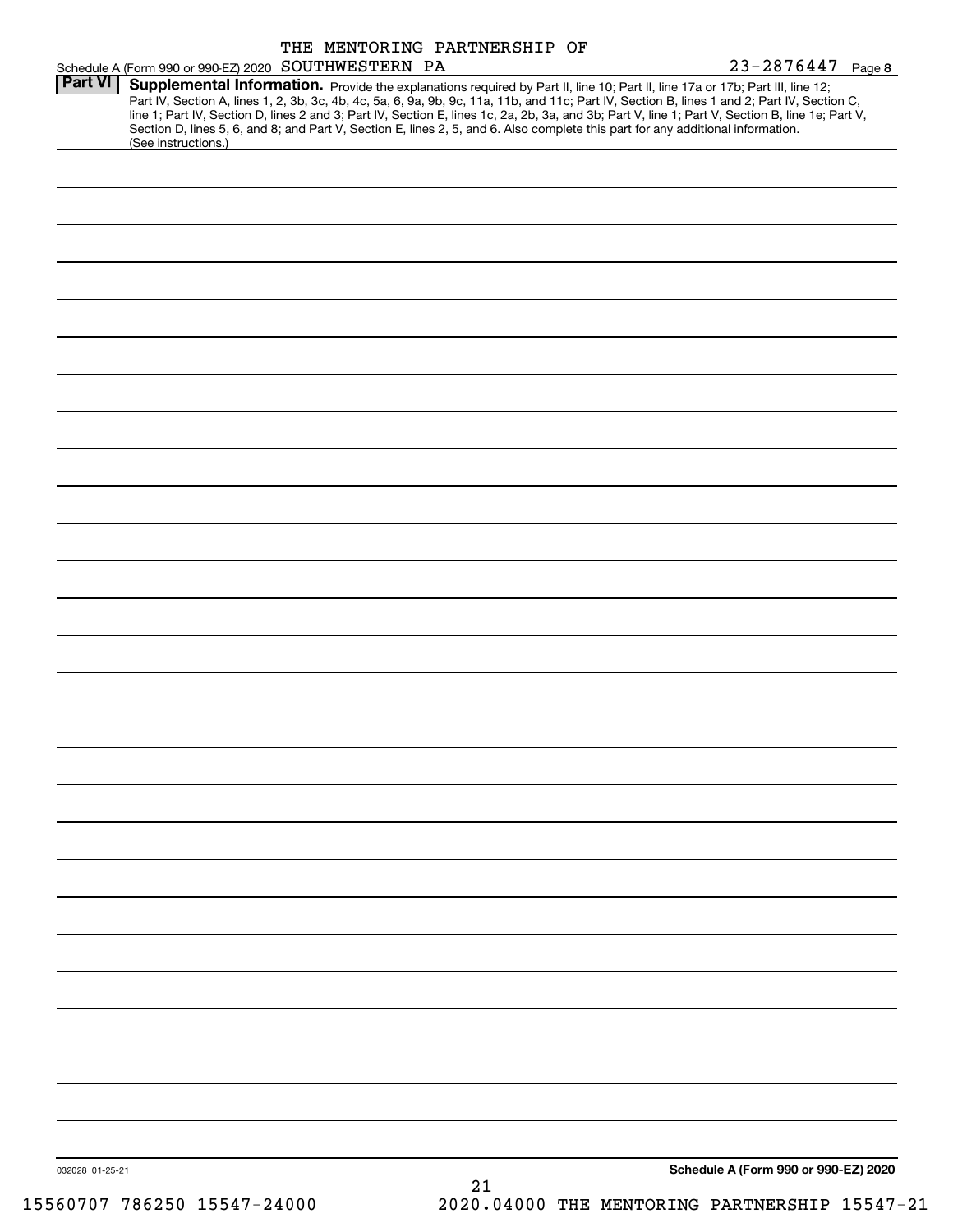Schedule A (Form 990 or 990-EZ) 2020 THE MENTORING PARTNERSHIP OF SOUTHWESTERN PA 23-2876447 Page **8**

**Part VI** **Supplemental Information.** Provide the explanations required by Part II, line 10; Part II, line 17a or 17b; Part III, line 12; Part IV, Section A, lines 1, 2, 3b, 3c, 4b, 4c, 5a, 6, 9a, 9b, 9c, 11a, 11b, and 11c; Part IV, Section B, lines 1 and 2; Part IV, Section C, line 1; Part IV, Section D, lines 2 and 3; Part IV, Section E, lines 1c, 2a, 2b, 3a, and 3b; Part V, line 1; Part V, Section B, line 1e; Part V, Section D, lines 5, 6, and 8; and Part V, Section E, lines 2, 5, and 6. Also complete this part for any additional information. (See instructions.)

032028 01-25-21

**Schedule A (Form 990 or 990-EZ) 2020**

15560707 786250 15547-24000 2020.04000 THE MENTORING PARTNERSHIP 15547-21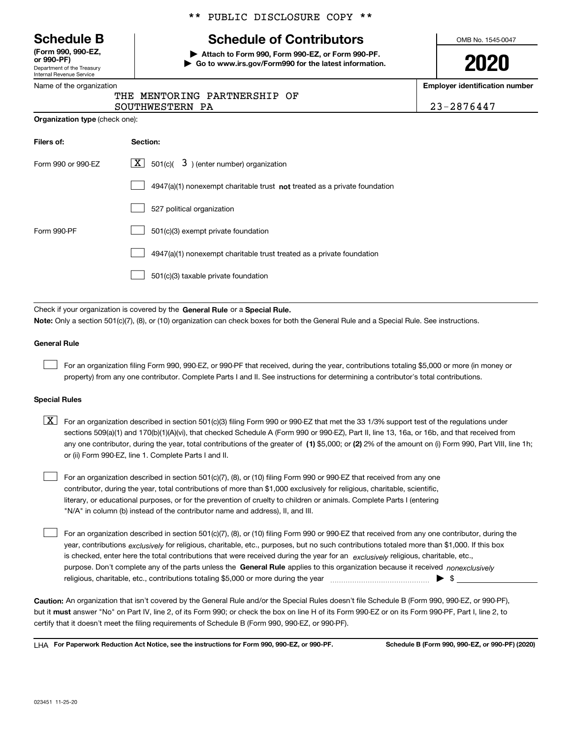\*\* PUBLIC DISCLOSURE COPY \*\*

# Schedule B

**(Form 990, 990-EZ, or 990-PF)**
Department of the Treasury
Internal Revenue Service

## Schedule of Contributors

**▶ Attach to Form 990, Form 990-EZ, or Form 990-PF.**
**▶ Go to www.irs.gov/Form990 for the latest information.**

OMB No. 1545-0047

**2020**

Name of the organization: THE MENTORING PARTNERSHIP OF SOUTHWESTERN PA

**Employer identification number**: 23-2876447

**Organization type** (check one):

| **Filers of:** | **Section:** |
|---|---|
| Form 990 or 990-EZ | [X] 501(c)( 3 ) (enter number) organization |
| | [ ] 4947(a)(1) nonexempt charitable trust **not** treated as a private foundation |
| | [ ] 527 political organization |
| Form 990-PF | [ ] 501(c)(3) exempt private foundation |
| | [ ] 4947(a)(1) nonexempt charitable trust treated as a private foundation |
| | [ ] 501(c)(3) taxable private foundation |

Check if your organization is covered by the **General Rule** or a **Special Rule.**

**Note:** Only a section 501(c)(7), (8), or (10) organization can check boxes for both the General Rule and a Special Rule. See instructions.

### General Rule

[ ] For an organization filing Form 990, 990-EZ, or 990-PF that received, during the year, contributions totaling $5,000 or more (in money or property) from any one contributor. Complete Parts I and II. See instructions for determining a contributor's total contributions.

### Special Rules

[X] For an organization described in section 501(c)(3) filing Form 990 or 990-EZ that met the 33 1/3% support test of the regulations under sections 509(a)(1) and 170(b)(1)(A)(vi), that checked Schedule A (Form 990 or 990-EZ), Part II, line 13, 16a, or 16b, and that received from any one contributor, during the year, total contributions of the greater of **(1)** $5,000; or **(2)** 2% of the amount on (i) Form 990, Part VIII, line 1h; or (ii) Form 990-EZ, line 1. Complete Parts I and II.

[ ] For an organization described in section 501(c)(7), (8), or (10) filing Form 990 or 990-EZ that received from any one contributor, during the year, total contributions of more than $1,000 exclusively for religious, charitable, scientific, literary, or educational purposes, or for the prevention of cruelty to children or animals. Complete Parts I (entering "N/A" in column (b) instead of the contributor name and address), II, and III.

[ ] For an organization described in section 501(c)(7), (8), or (10) filing Form 990 or 990-EZ that received from any one contributor, during the year, contributions *exclusively* for religious, charitable, etc., purposes, but no such contributions totaled more than $1,000. If this box is checked, enter here the total contributions that were received during the year for an *exclusively* religious, charitable, etc., purpose. Don't complete any of the parts unless the **General Rule** applies to this organization because it received *nonexclusively* religious, charitable, etc., contributions totaling $5,000 or more during the year ▶ $

**Caution:** An organization that isn't covered by the General Rule and/or the Special Rules doesn't file Schedule B (Form 990, 990-EZ, or 990-PF), but it **must** answer "No" on Part IV, line 2, of its Form 990; or check the box on line H of its Form 990-EZ or on its Form 990-PF, Part I, line 2, to certify that it doesn't meet the filing requirements of Schedule B (Form 990, 990-EZ, or 990-PF).

LHA **For Paperwork Reduction Act Notice, see the instructions for Form 990, 990-EZ, or 990-PF.** **Schedule B (Form 990, 990-EZ, or 990-PF) (2020)**

023451 11-25-20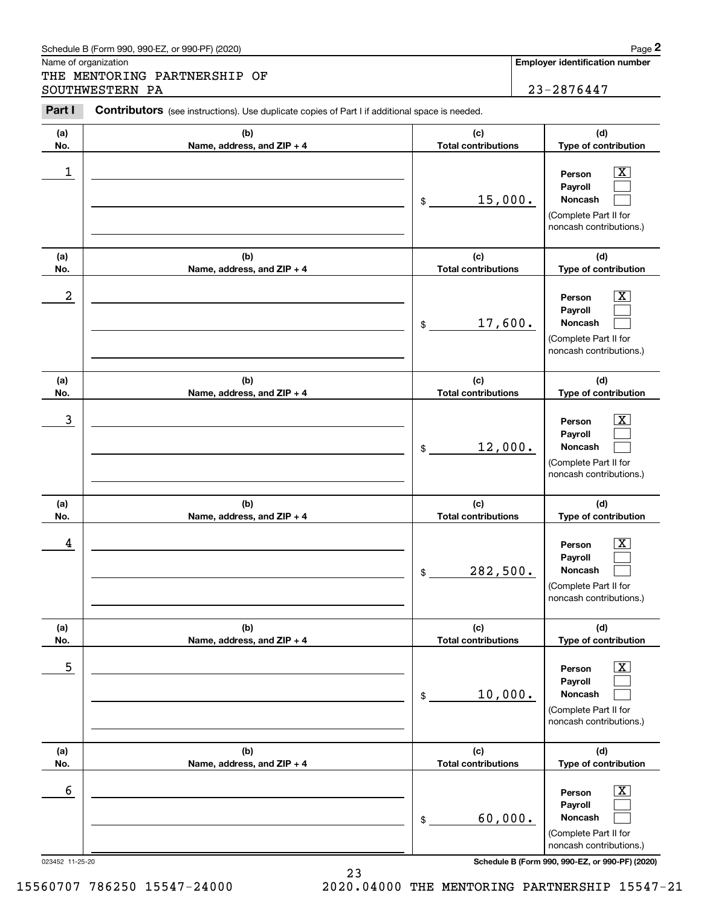Schedule B (Form 990, 990-EZ, or 990-PF) (2020)

Name of organization

THE MENTORING PARTNERSHIP OF SOUTHWESTERN PA

**Employer identification number**

23-2876447

**Part I** **Contributors** (see instructions). Use duplicate copies of Part I if additional space is needed.

| (a) No. | (b) Name, address, and ZIP + 4 | (c) Total contributions | (d) Type of contribution |
|---|---|---|---|
| 1 | | $ 15,000. | Person [X] Payroll [ ] Noncash [ ] (Complete Part II for noncash contributions.) |
| 2 | | $ 17,600. | Person [X] Payroll [ ] Noncash [ ] (Complete Part II for noncash contributions.) |
| 3 | | $ 12,000. | Person [X] Payroll [ ] Noncash [ ] (Complete Part II for noncash contributions.) |
| 4 | | $ 282,500. | Person [X] Payroll [ ] Noncash [ ] (Complete Part II for noncash contributions.) |
| 5 | | $ 10,000. | Person [X] Payroll [ ] Noncash [ ] (Complete Part II for noncash contributions.) |
| 6 | | $ 60,000. | Person [X] Payroll [ ] Noncash [ ] (Complete Part II for noncash contributions.) |

023452 11-25-20 **Schedule B (Form 990, 990-EZ, or 990-PF) (2020)**

15560707 786250 15547-24000 2020.04000 THE MENTORING PARTNERSHIP 15547-21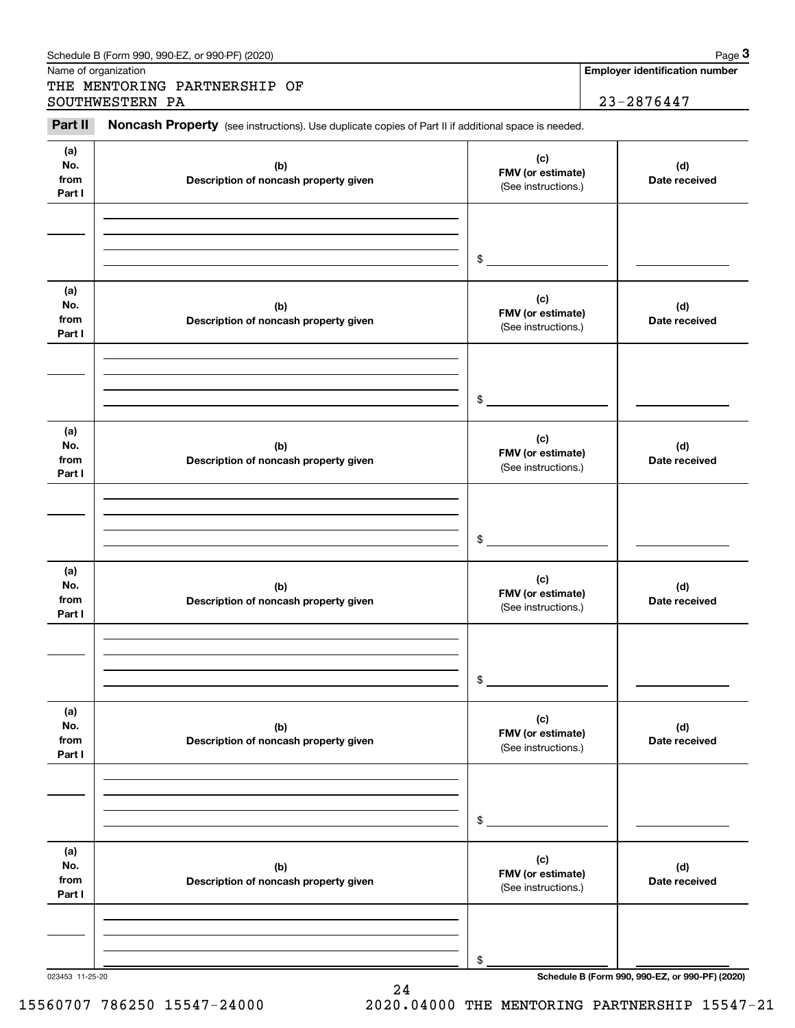Name of organization

THE MENTORING PARTNERSHIP OF SOUTHWESTERN PA

**Employer identification number**

23-2876447

**Part II** **Noncash Property** (see instructions). Use duplicate copies of Part II if additional space is needed.

| (a) No. from Part I | (b) Description of noncash property given | (c) FMV (or estimate) (See instructions.) | (d) Date received |
|---|---|---|---|
| | | $ | |

| (a) No. from Part I | (b) Description of noncash property given | (c) FMV (or estimate) (See instructions.) | (d) Date received |
|---|---|---|---|
| | | $ | |

| (a) No. from Part I | (b) Description of noncash property given | (c) FMV (or estimate) (See instructions.) | (d) Date received |
|---|---|---|---|
| | | $ | |

| (a) No. from Part I | (b) Description of noncash property given | (c) FMV (or estimate) (See instructions.) | (d) Date received |
|---|---|---|---|
| | | $ | |

| (a) No. from Part I | (b) Description of noncash property given | (c) FMV (or estimate) (See instructions.) | (d) Date received |
|---|---|---|---|
| | | $ | |

| (a) No. from Part I | (b) Description of noncash property given | (c) FMV (or estimate) (See instructions.) | (d) Date received |
|---|---|---|---|
| | | $ | |

023453 11-25-20

**Schedule B (Form 990, 990-EZ, or 990-PF) (2020)**

15560707 786250 15547-24000 2020.04000 THE MENTORING PARTNERSHIP 15547-21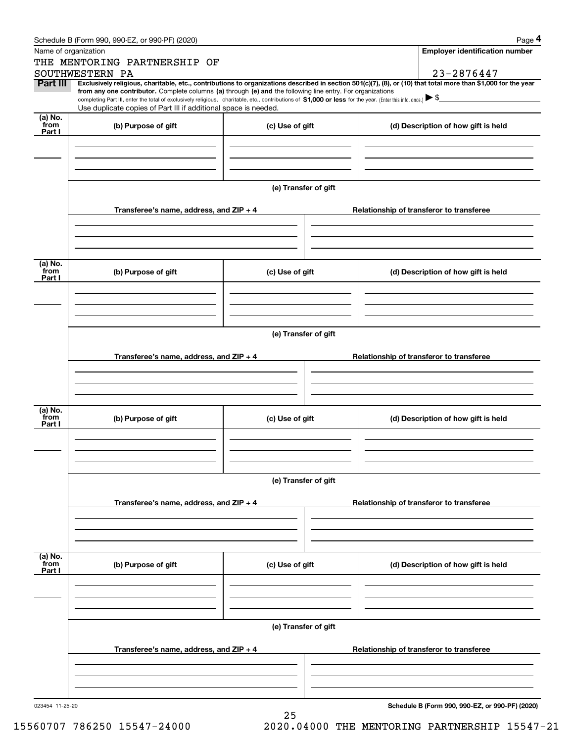Schedule B (Form 990, 990-EZ, or 990-PF) (2020)

Name of organization

THE MENTORING PARTNERSHIP OF SOUTHWESTERN PA

**Employer identification number**

23-2876447

**Part III** **Exclusively religious, charitable, etc., contributions to organizations described in section 501(c)(7), (8), or (10) that total more than $1,000 for the year from any one contributor.** Complete columns **(a)** through **(e)** and the following line entry. For organizations completing Part III, enter the total of exclusively religious, charitable, etc., contributions of **$1,000 or less** for the year. (Enter this info. once.) ▶ $

Use duplicate copies of Part III if additional space is needed.

| (a) No. from Part I | (b) Purpose of gift | (c) Use of gift | (d) Description of how gift is held |
|---|---|---|---|
| | | | |

(e) Transfer of gift

| Transferee's name, address, and ZIP + 4 | Relationship of transferor to transferee |
|---|---|
| | |

| (a) No. from Part I | (b) Purpose of gift | (c) Use of gift | (d) Description of how gift is held |
|---|---|---|---|
| | | | |

(e) Transfer of gift

| Transferee's name, address, and ZIP + 4 | Relationship of transferor to transferee |
|---|---|
| | |

| (a) No. from Part I | (b) Purpose of gift | (c) Use of gift | (d) Description of how gift is held |
|---|---|---|---|
| | | | |

(e) Transfer of gift

| Transferee's name, address, and ZIP + 4 | Relationship of transferor to transferee |
|---|---|
| | |

| (a) No. from Part I | (b) Purpose of gift | (c) Use of gift | (d) Description of how gift is held |
|---|---|---|---|
| | | | |

(e) Transfer of gift

| Transferee's name, address, and ZIP + 4 | Relationship of transferor to transferee |
|---|---|
| | |

023454 11-25-20

**Schedule B (Form 990, 990-EZ, or 990-PF) (2020)**

15560707 786250 15547-24000 2020.04000 THE MENTORING PARTNERSHIP 15547-21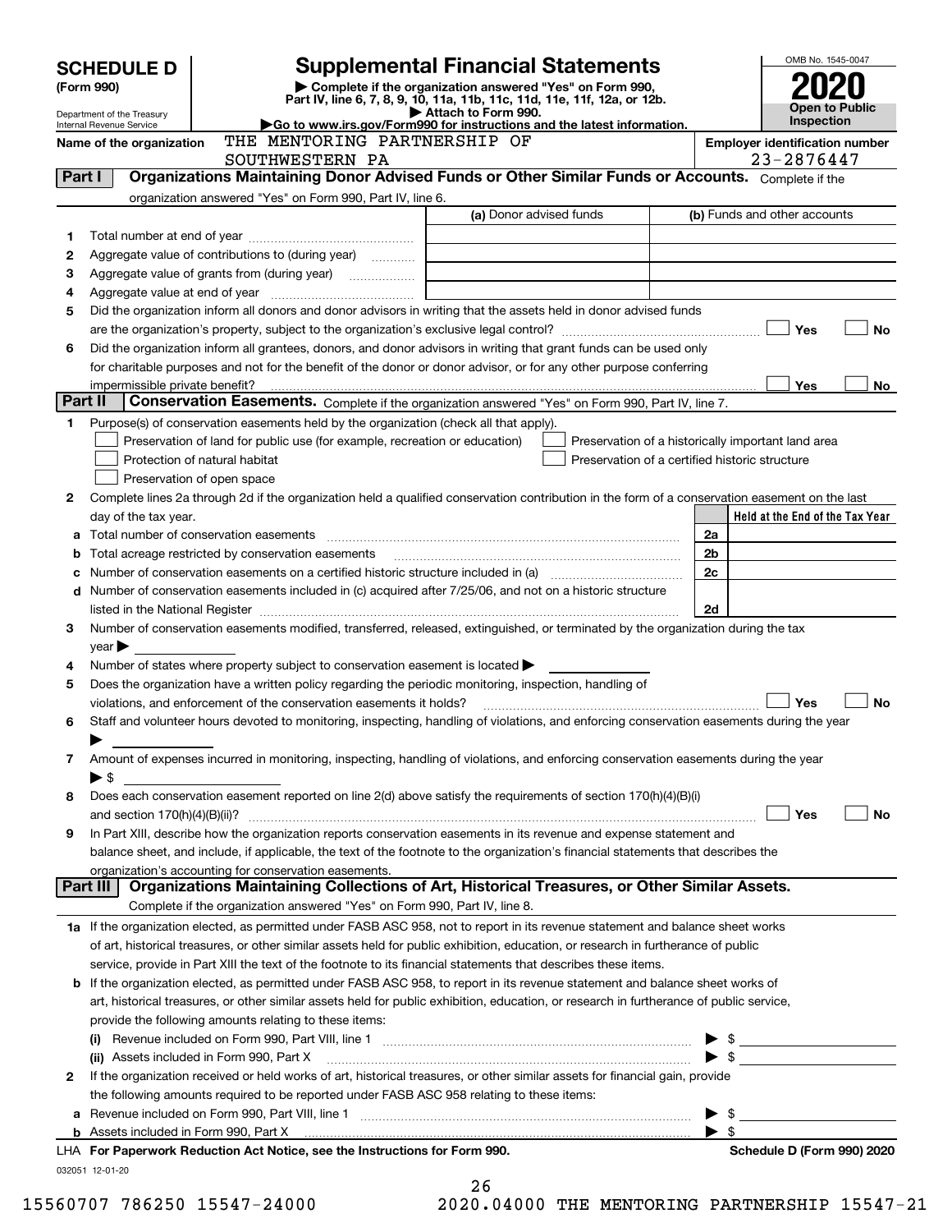# SCHEDULE D (Form 990)

Department of the Treasury
Internal Revenue Service

## Supplemental Financial Statements

▶ Complete if the organization answered "Yes" on Form 990, Part IV, line 6, 7, 8, 9, 10, 11a, 11b, 11c, 11d, 11e, 11f, 12a, or 12b.
▶ Attach to Form 990.
▶Go to www.irs.gov/Form990 for instructions and the latest information.

OMB No. 1545-0047

**2020**

**Open to Public Inspection**

Name of the organization: THE MENTORING PARTNERSHIP OF SOUTHWESTERN PA

Employer identification number: 23-2876447

**Part I — Organizations Maintaining Donor Advised Funds or Other Similar Funds or Accounts.** Complete if the organization answered "Yes" on Form 990, Part IV, line 6.

| | | (a) Donor advised funds | (b) Funds and other accounts |
|---|---|---|---|
| 1 | Total number at end of year | | |
| 2 | Aggregate value of contributions to (during year) | | |
| 3 | Aggregate value of grants from (during year) | | |
| 4 | Aggregate value at end of year | | |

5 Did the organization inform all donors and donor advisors in writing that the assets held in donor advised funds are the organization's property, subject to the organization's exclusive legal control? ☐ Yes ☐ No

6 Did the organization inform all grantees, donors, and donor advisors in writing that grant funds can be used only for charitable purposes and not for the benefit of the donor or donor advisor, or for any other purpose conferring impermissible private benefit? ☐ Yes ☐ No

**Part II — Conservation Easements.** Complete if the organization answered "Yes" on Form 990, Part IV, line 7.

1 Purpose(s) of conservation easements held by the organization (check all that apply).

- ☐ Preservation of land for public use (for example, recreation or education)
- ☐ Protection of natural habitat
- ☐ Preservation of open space
- ☐ Preservation of a historically important land area
- ☐ Preservation of a certified historic structure

2 Complete lines 2a through 2d if the organization held a qualified conservation contribution in the form of a conservation easement on the last day of the tax year.

| | | | Held at the End of the Tax Year |
|---|---|---|---|
| a | Total number of conservation easements | 2a | |
| b | Total acreage restricted by conservation easements | 2b | |
| c | Number of conservation easements on a certified historic structure included in (a) | 2c | |
| d | Number of conservation easements included in (c) acquired after 7/25/06, and not on a historic structure listed in the National Register | 2d | |

3 Number of conservation easements modified, transferred, released, extinguished, or terminated by the organization during the tax year ▶

4 Number of states where property subject to conservation easement is located ▶

5 Does the organization have a written policy regarding the periodic monitoring, inspection, handling of violations, and enforcement of the conservation easements it holds? ☐ Yes ☐ No

6 Staff and volunteer hours devoted to monitoring, inspecting, handling of violations, and enforcing conservation easements during the year ▶

7 Amount of expenses incurred in monitoring, inspecting, handling of violations, and enforcing conservation easements during the year ▶ $

8 Does each conservation easement reported on line 2(d) above satisfy the requirements of section 170(h)(4)(B)(i) and section 170(h)(4)(B)(ii)? ☐ Yes ☐ No

9 In Part XIII, describe how the organization reports conservation easements in its revenue and expense statement and balance sheet, and include, if applicable, the text of the footnote to the organization's financial statements that describes the organization's accounting for conservation easements.

**Part III — Organizations Maintaining Collections of Art, Historical Treasures, or Other Similar Assets.** Complete if the organization answered "Yes" on Form 990, Part IV, line 8.

1a If the organization elected, as permitted under FASB ASC 958, not to report in its revenue statement and balance sheet works of art, historical treasures, or other similar assets held for public exhibition, education, or research in furtherance of public service, provide in Part XIII the text of the footnote to its financial statements that describes these items.

b If the organization elected, as permitted under FASB ASC 958, to report in its revenue statement and balance sheet works of art, historical treasures, or other similar assets held for public exhibition, education, or research in furtherance of public service, provide the following amounts relating to these items:

(i) Revenue included on Form 990, Part VIII, line 1 ▶ $

(ii) Assets included in Form 990, Part X ▶ $

2 If the organization received or held works of art, historical treasures, or other similar assets for financial gain, provide the following amounts required to be reported under FASB ASC 958 relating to these items:

a Revenue included on Form 990, Part VIII, line 1 ▶ $

b Assets included in Form 990, Part X ▶ $

LHA **For Paperwork Reduction Act Notice, see the Instructions for Form 990.** **Schedule D (Form 990) 2020**

032051 12-01-20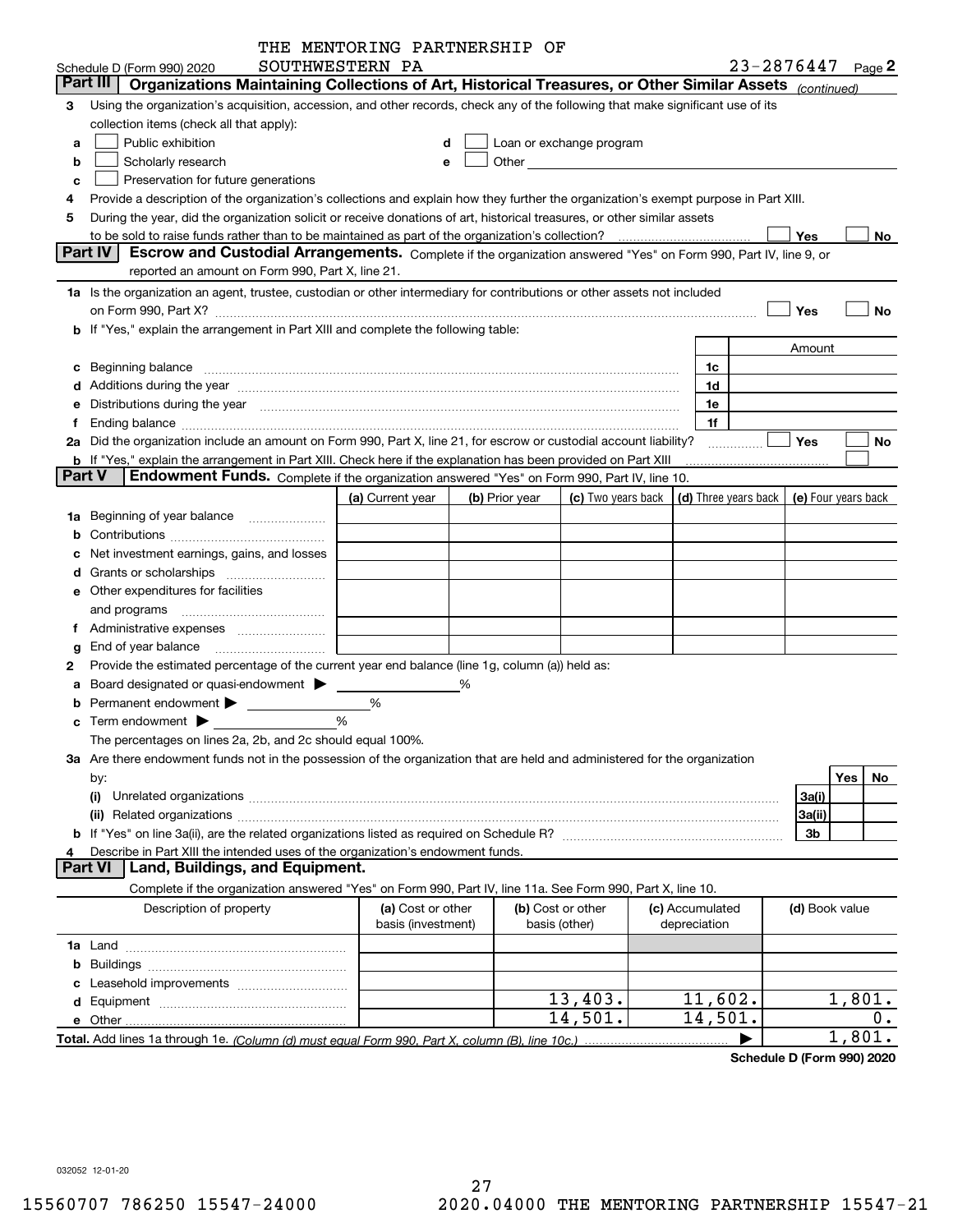THE MENTORING PARTNERSHIP OF SOUTHWESTERN PA

Schedule D (Form 990) 2020 — 23-2876447 Page 2

## Part III Organizations Maintaining Collections of Art, Historical Treasures, or Other Similar Assets *(continued)*

**3** Using the organization's acquisition, accession, and other records, check any of the following that make significant use of its collection items (check all that apply):

- **a** ☐ Public exhibition
- **b** ☐ Scholarly research
- **c** ☐ Preservation for future generations
- **d** ☐ Loan or exchange program
- **e** ☐ Other

**4** Provide a description of the organization's collections and explain how they further the organization's exempt purpose in Part XIII.

**5** During the year, did the organization solicit or receive donations of art, historical treasures, or other similar assets to be sold to raise funds rather than to be maintained as part of the organization's collection? ☐ Yes ☐ No

## Part IV Escrow and Custodial Arrangements.

Complete if the organization answered "Yes" on Form 990, Part IV, line 9, or reported an amount on Form 990, Part X, line 21.

**1a** Is the organization an agent, trustee, custodian or other intermediary for contributions or other assets not included on Form 990, Part X? ☐ Yes ☐ No

**b** If "Yes," explain the arrangement in Part XIII and complete the following table:

| | | Amount |
|---|---|---|
| **c** Beginning balance | 1c | |
| **d** Additions during the year | 1d | |
| **e** Distributions during the year | 1e | |
| **f** Ending balance | 1f | |

**2a** Did the organization include an amount on Form 990, Part X, line 21, for escrow or custodial account liability? ☐ Yes ☐ No

**b** If "Yes," explain the arrangement in Part XIII. Check here if the explanation has been provided on Part XIII ☐

## Part V Endowment Funds.

Complete if the organization answered "Yes" on Form 990, Part IV, line 10.

| | (a) Current year | (b) Prior year | (c) Two years back | (d) Three years back | (e) Four years back |
|---|---|---|---|---|---|
| **1a** Beginning of year balance | | | | | |
| **b** Contributions | | | | | |
| **c** Net investment earnings, gains, and losses | | | | | |
| **d** Grants or scholarships | | | | | |
| **e** Other expenditures for facilities and programs | | | | | |
| **f** Administrative expenses | | | | | |
| **g** End of year balance | | | | | |

**2** Provide the estimated percentage of the current year end balance (line 1g, column (a)) held as:

- **a** Board designated or quasi-endowment ▶ ______ %
- **b** Permanent endowment ▶ ______ %
- **c** Term endowment ▶ ______ %

The percentages on lines 2a, 2b, and 2c should equal 100%.

**3a** Are there endowment funds not in the possession of the organization that are held and administered for the organization by:

| | | Yes | No |
|---|---|---|---|
| **(i)** Unrelated organizations | 3a(i) | | |
| **(ii)** Related organizations | 3a(ii) | | |
| **b** If "Yes" on line 3a(ii), are the related organizations listed as required on Schedule R? | 3b | | |

**4** Describe in Part XIII the intended uses of the organization's endowment funds.

## Part VI Land, Buildings, and Equipment.

Complete if the organization answered "Yes" on Form 990, Part IV, line 11a. See Form 990, Part X, line 10.

| Description of property | (a) Cost or other basis (investment) | (b) Cost or other basis (other) | (c) Accumulated depreciation | (d) Book value |
|---|---|---|---|---|
| **1a** Land | | | | |
| **b** Buildings | | | | |
| **c** Leasehold improvements | | | | |
| **d** Equipment | | 13,403. | 11,602. | 1,801. |
| **e** Other | | 14,501. | 14,501. | 0. |
| **Total.** Add lines 1a through 1e. *(Column (d) must equal Form 990, Part X, column (B), line 10c.)* | | | ▶ | 1,801. |

**Schedule D (Form 990) 2020**

032052 12-01-20

15560707 786250 15547-24000 2020.04000 THE MENTORING PARTNERSHIP 15547-21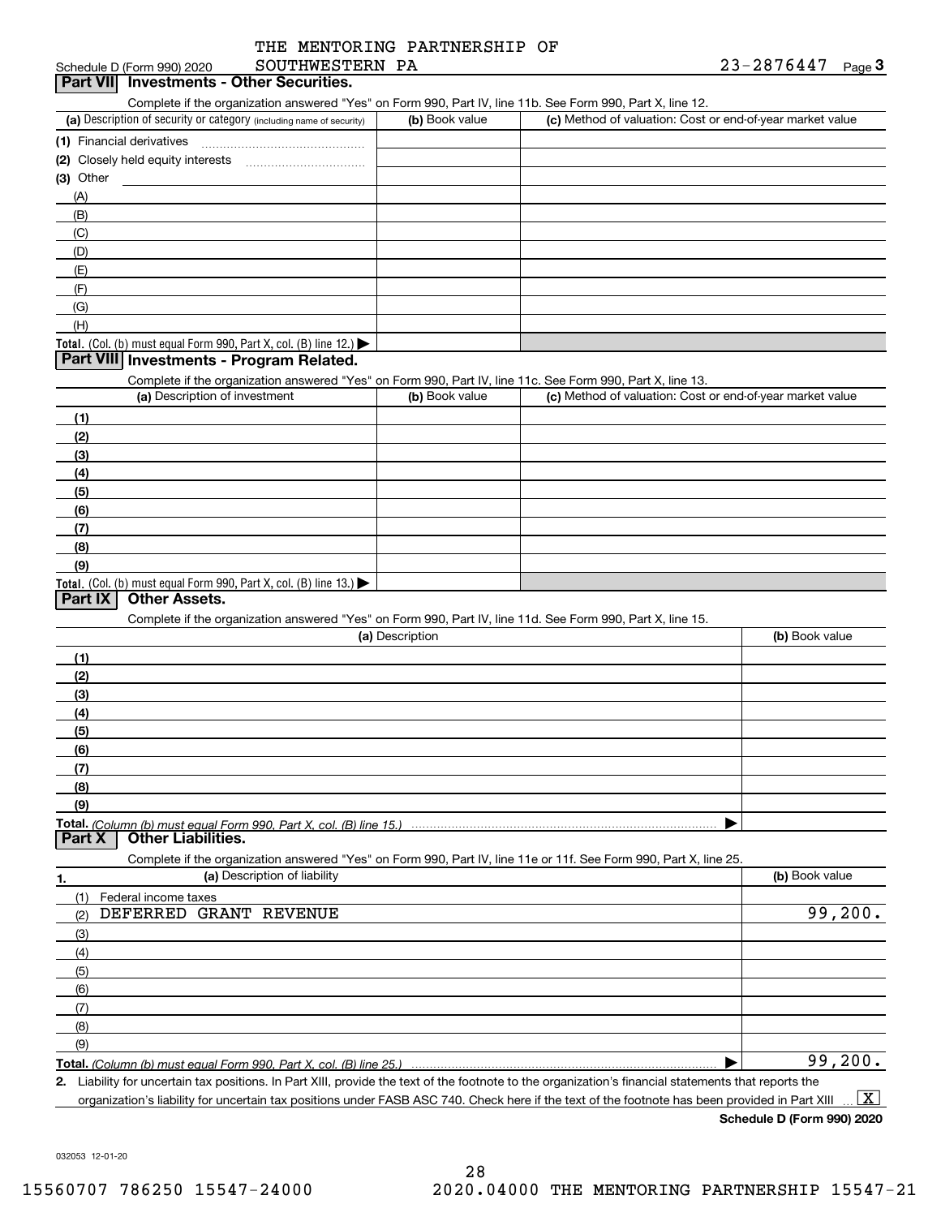Schedule D (Form 990) 2020 THE MENTORING PARTNERSHIP OF SOUTHWESTERN PA 23-2876447 Page 3

## Part VII Investments - Other Securities.

Complete if the organization answered "Yes" on Form 990, Part IV, line 11b. See Form 990, Part X, line 12.

| (a) Description of security or category (including name of security) | (b) Book value | (c) Method of valuation: Cost or end-of-year market value |
|---|---|---|
| (1) Financial derivatives | | |
| (2) Closely held equity interests | | |
| (3) Other | | |
| (A) | | |
| (B) | | |
| (C) | | |
| (D) | | |
| (E) | | |
| (F) | | |
| (G) | | |
| (H) | | |
| **Total.** (Col. (b) must equal Form 990, Part X, col. (B) line 12.) ▶ | | |

## Part VIII Investments - Program Related.

Complete if the organization answered "Yes" on Form 990, Part IV, line 11c. See Form 990, Part X, line 13.

| (a) Description of investment | (b) Book value | (c) Method of valuation: Cost or end-of-year market value |
|---|---|---|
| (1) | | |
| (2) | | |
| (3) | | |
| (4) | | |
| (5) | | |
| (6) | | |
| (7) | | |
| (8) | | |
| (9) | | |
| **Total.** (Col. (b) must equal Form 990, Part X, col. (B) line 13.) ▶ | | |

## Part IX Other Assets.

Complete if the organization answered "Yes" on Form 990, Part IV, line 11d. See Form 990, Part X, line 15.

| (a) Description | (b) Book value |
|---|---|
| (1) | |
| (2) | |
| (3) | |
| (4) | |
| (5) | |
| (6) | |
| (7) | |
| (8) | |
| (9) | |
| **Total.** *(Column (b) must equal Form 990, Part X, col. (B) line 15.)* ▶ | |

## Part X Other Liabilities.

Complete if the organization answered "Yes" on Form 990, Part IV, line 11e or 11f. See Form 990, Part X, line 25.

| 1. (a) Description of liability | (b) Book value |
|---|---|
| (1) Federal income taxes | |
| (2) DEFERRED GRANT REVENUE | 99,200. |
| (3) | |
| (4) | |
| (5) | |
| (6) | |
| (7) | |
| (8) | |
| (9) | |
| **Total.** *(Column (b) must equal Form 990, Part X, col. (B) line 25.)* ▶ | 99,200. |

**2.** Liability for uncertain tax positions. In Part XIII, provide the text of the footnote to the organization's financial statements that reports the organization's liability for uncertain tax positions under FASB ASC 740. Check here if the text of the footnote has been provided in Part XIII ... [X]

**Schedule D (Form 990) 2020**

032053 12-01-20

15560707 786250 15547-24000 2020.04000 THE MENTORING PARTNERSHIP 15547-21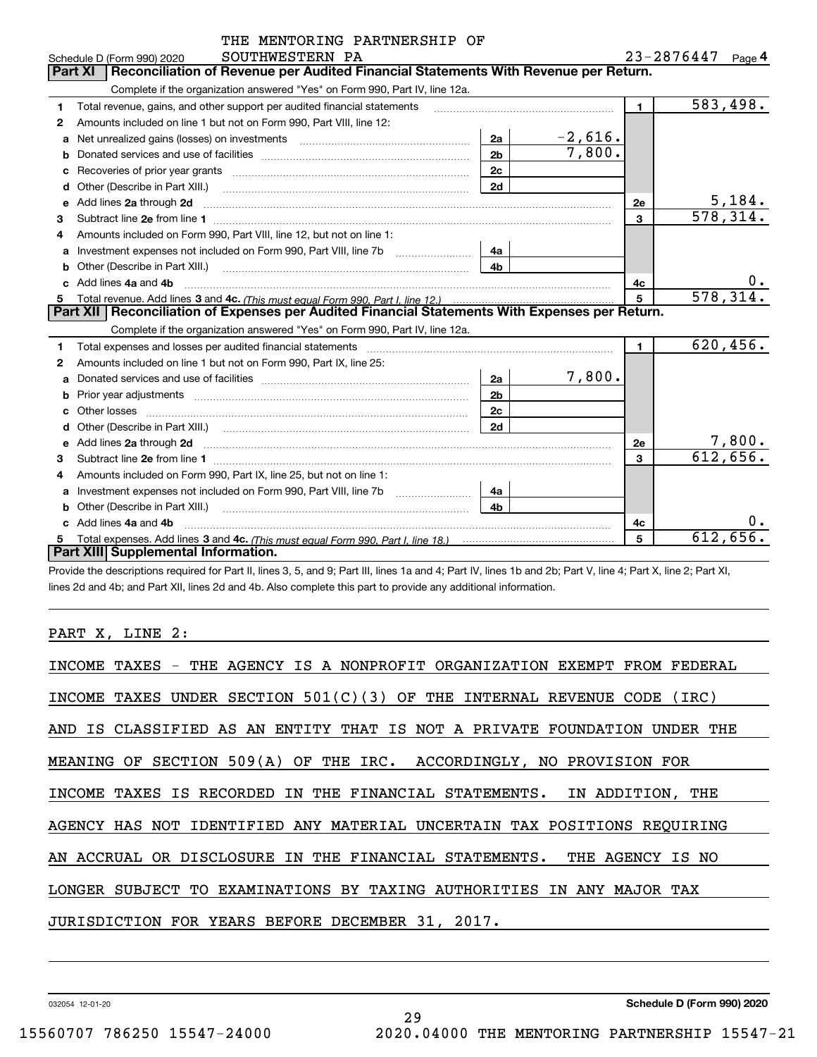THE MENTORING PARTNERSHIP OF SOUTHWESTERN PA

Schedule D (Form 990) 2020 — 23-2876447 — Page 4

## Part XI | Reconciliation of Revenue per Audited Financial Statements With Revenue per Return.

Complete if the organization answered "Yes" on Form 990, Part IV, line 12a.

| | | | | | |
|---|---|---|---|---|---|
| 1 | Total revenue, gains, and other support per audited financial statements | | | 1 | 583,498. |
| 2 | Amounts included on line 1 but not on Form 990, Part VIII, line 12: | | | | |
| a | Net unrealized gains (losses) on investments | 2a | -2,616. | | |
| b | Donated services and use of facilities | 2b | 7,800. | | |
| c | Recoveries of prior year grants | 2c | | | |
| d | Other (Describe in Part XIII.) | 2d | | | |
| e | Add lines 2a through 2d | | | 2e | 5,184. |
| 3 | Subtract line 2e from line 1 | | | 3 | 578,314. |
| 4 | Amounts included on Form 990, Part VIII, line 12, but not on line 1: | | | | |
| a | Investment expenses not included on Form 990, Part VIII, line 7b | 4a | | | |
| b | Other (Describe in Part XIII.) | 4b | | | |
| c | Add lines 4a and 4b | | | 4c | 0. |
| 5 | Total revenue. Add lines 3 and 4c. *(This must equal Form 990, Part I, line 12.)* | | | 5 | 578,314. |

## Part XII | Reconciliation of Expenses per Audited Financial Statements With Expenses per Return.

Complete if the organization answered "Yes" on Form 990, Part IV, line 12a.

| | | | | | |
|---|---|---|---|---|---|
| 1 | Total expenses and losses per audited financial statements | | | 1 | 620,456. |
| 2 | Amounts included on line 1 but not on Form 990, Part IX, line 25: | | | | |
| a | Donated services and use of facilities | 2a | 7,800. | | |
| b | Prior year adjustments | 2b | | | |
| c | Other losses | 2c | | | |
| d | Other (Describe in Part XIII.) | 2d | | | |
| e | Add lines 2a through 2d | | | 2e | 7,800. |
| 3 | Subtract line 2e from line 1 | | | 3 | 612,656. |
| 4 | Amounts included on Form 990, Part IX, line 25, but not on line 1: | | | | |
| a | Investment expenses not included on Form 990, Part VIII, line 7b | 4a | | | |
| b | Other (Describe in Part XIII.) | 4b | | | |
| c | Add lines 4a and 4b | | | 4c | 0. |
| 5 | Total expenses. Add lines 3 and 4c. *(This must equal Form 990, Part I, line 18.)* | | | 5 | 612,656. |

## Part XIII | Supplemental Information.

Provide the descriptions required for Part II, lines 3, 5, and 9; Part III, lines 1a and 4; Part IV, lines 1b and 2b; Part V, line 4; Part X, line 2; Part XI, lines 2d and 4b; and Part XII, lines 2d and 4b. Also complete this part to provide any additional information.

PART X, LINE 2:

INCOME TAXES - THE AGENCY IS A NONPROFIT ORGANIZATION EXEMPT FROM FEDERAL INCOME TAXES UNDER SECTION 501(C)(3) OF THE INTERNAL REVENUE CODE (IRC) AND IS CLASSIFIED AS AN ENTITY THAT IS NOT A PRIVATE FOUNDATION UNDER THE MEANING OF SECTION 509(A) OF THE IRC. ACCORDINGLY, NO PROVISION FOR INCOME TAXES IS RECORDED IN THE FINANCIAL STATEMENTS. IN ADDITION, THE AGENCY HAS NOT IDENTIFIED ANY MATERIAL UNCERTAIN TAX POSITIONS REQUIRING AN ACCRUAL OR DISCLOSURE IN THE FINANCIAL STATEMENTS. THE AGENCY IS NO LONGER SUBJECT TO EXAMINATIONS BY TAXING AUTHORITIES IN ANY MAJOR TAX JURISDICTION FOR YEARS BEFORE DECEMBER 31, 2017.

032054 12-01-20 Schedule D (Form 990) 2020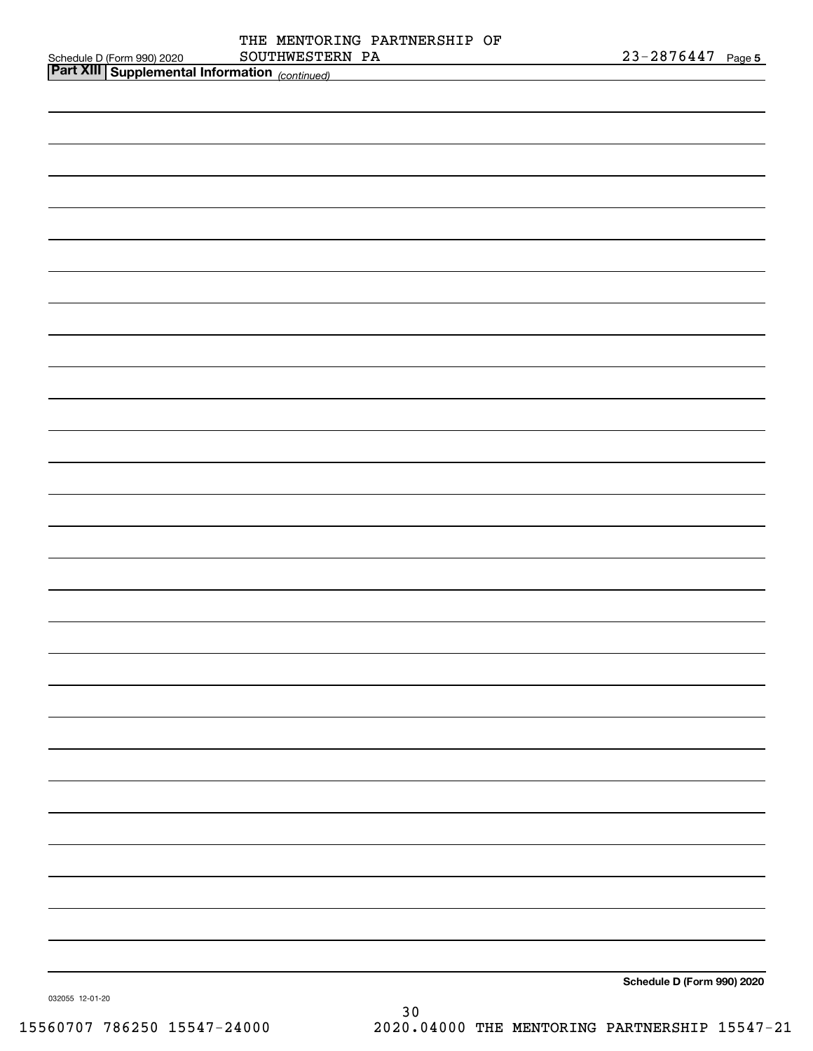THE MENTORING PARTNERSHIP OF SOUTHWESTERN PA

23-2876447

**Part XIII | Supplemental Information** *(continued)*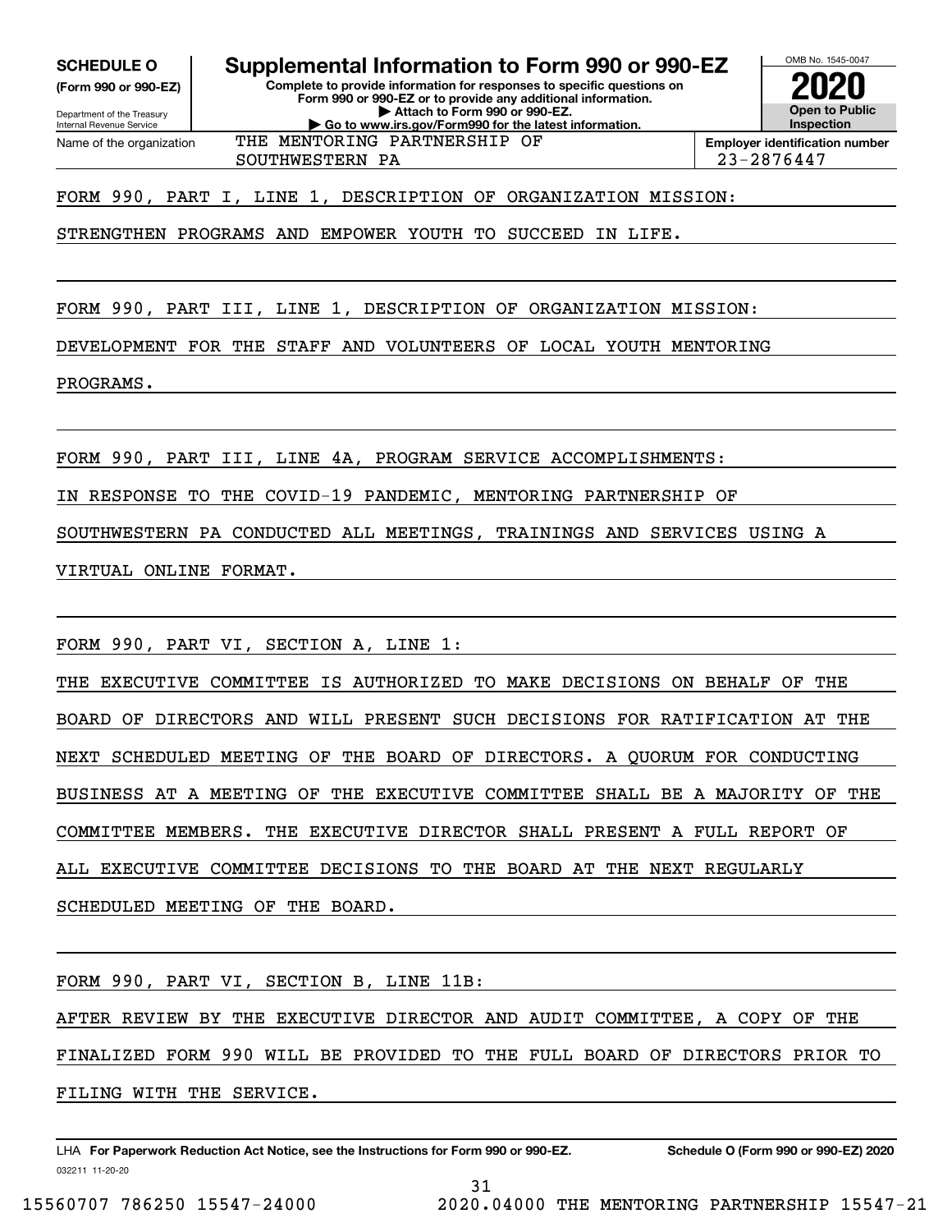**SCHEDULE O**
**(Form 990 or 990-EZ)**

Department of the Treasury
Internal Revenue Service

# Supplemental Information to Form 990 or 990-EZ

**Complete to provide information for responses to specific questions on Form 990 or 990-EZ or to provide any additional information.**
**▶ Attach to Form 990 or 990-EZ.**
**▶ Go to www.irs.gov/Form990 for the latest information.**

OMB No. 1545-0047

**2020**

**Open to Public Inspection**

| Name of the organization | Employer identification number |
| --- | --- |
| THE MENTORING PARTNERSHIP OF SOUTHWESTERN PA | 23-2876447 |

FORM 990, PART I, LINE 1, DESCRIPTION OF ORGANIZATION MISSION:

STRENGTHEN PROGRAMS AND EMPOWER YOUTH TO SUCCEED IN LIFE.

FORM 990, PART III, LINE 1, DESCRIPTION OF ORGANIZATION MISSION:

DEVELOPMENT FOR THE STAFF AND VOLUNTEERS OF LOCAL YOUTH MENTORING PROGRAMS.

FORM 990, PART III, LINE 4A, PROGRAM SERVICE ACCOMPLISHMENTS:

IN RESPONSE TO THE COVID-19 PANDEMIC, MENTORING PARTNERSHIP OF SOUTHWESTERN PA CONDUCTED ALL MEETINGS, TRAININGS AND SERVICES USING A VIRTUAL ONLINE FORMAT.

FORM 990, PART VI, SECTION A, LINE 1:

THE EXECUTIVE COMMITTEE IS AUTHORIZED TO MAKE DECISIONS ON BEHALF OF THE BOARD OF DIRECTORS AND WILL PRESENT SUCH DECISIONS FOR RATIFICATION AT THE NEXT SCHEDULED MEETING OF THE BOARD OF DIRECTORS. A QUORUM FOR CONDUCTING BUSINESS AT A MEETING OF THE EXECUTIVE COMMITTEE SHALL BE A MAJORITY OF THE COMMITTEE MEMBERS. THE EXECUTIVE DIRECTOR SHALL PRESENT A FULL REPORT OF ALL EXECUTIVE COMMITTEE DECISIONS TO THE BOARD AT THE NEXT REGULARLY SCHEDULED MEETING OF THE BOARD.

FORM 990, PART VI, SECTION B, LINE 11B:

AFTER REVIEW BY THE EXECUTIVE DIRECTOR AND AUDIT COMMITTEE, A COPY OF THE FINALIZED FORM 990 WILL BE PROVIDED TO THE FULL BOARD OF DIRECTORS PRIOR TO FILING WITH THE SERVICE.

LHA **For Paperwork Reduction Act Notice, see the Instructions for Form 990 or 990-EZ.** **Schedule O (Form 990 or 990-EZ) 2020**

032211 11-20-20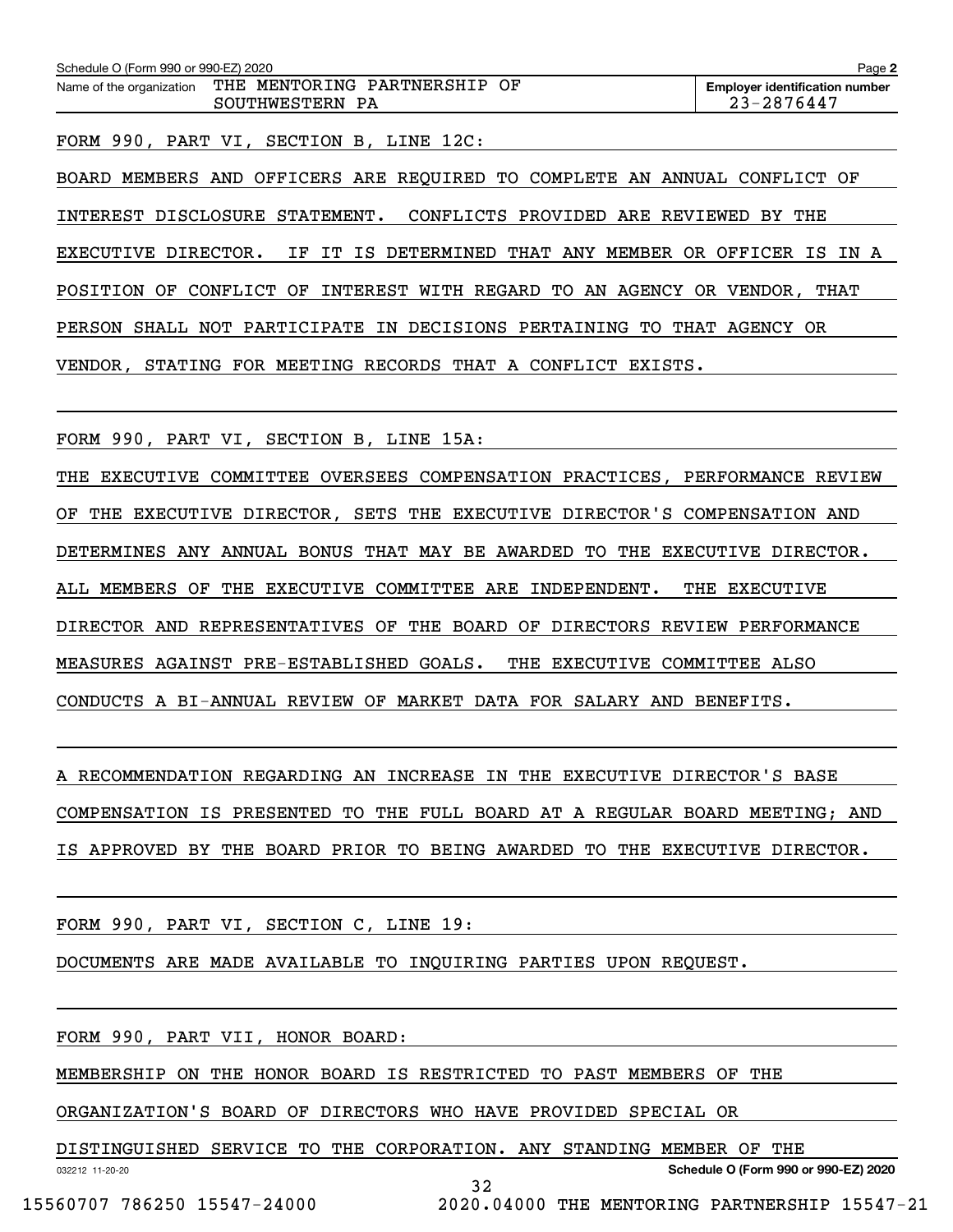Schedule O (Form 990 or 990-EZ) 2020

Name of the organization: THE MENTORING PARTNERSHIP OF SOUTHWESTERN PA

Employer identification number: 23-2876447

FORM 990, PART VI, SECTION B, LINE 12C:

BOARD MEMBERS AND OFFICERS ARE REQUIRED TO COMPLETE AN ANNUAL CONFLICT OF INTEREST DISCLOSURE STATEMENT. CONFLICTS PROVIDED ARE REVIEWED BY THE EXECUTIVE DIRECTOR. IF IT IS DETERMINED THAT ANY MEMBER OR OFFICER IS IN A POSITION OF CONFLICT OF INTEREST WITH REGARD TO AN AGENCY OR VENDOR, THAT PERSON SHALL NOT PARTICIPATE IN DECISIONS PERTAINING TO THAT AGENCY OR VENDOR, STATING FOR MEETING RECORDS THAT A CONFLICT EXISTS.

FORM 990, PART VI, SECTION B, LINE 15A:

THE EXECUTIVE COMMITTEE OVERSEES COMPENSATION PRACTICES, PERFORMANCE REVIEW OF THE EXECUTIVE DIRECTOR, SETS THE EXECUTIVE DIRECTOR'S COMPENSATION AND DETERMINES ANY ANNUAL BONUS THAT MAY BE AWARDED TO THE EXECUTIVE DIRECTOR. ALL MEMBERS OF THE EXECUTIVE COMMITTEE ARE INDEPENDENT. THE EXECUTIVE DIRECTOR AND REPRESENTATIVES OF THE BOARD OF DIRECTORS REVIEW PERFORMANCE MEASURES AGAINST PRE-ESTABLISHED GOALS. THE EXECUTIVE COMMITTEE ALSO CONDUCTS A BI-ANNUAL REVIEW OF MARKET DATA FOR SALARY AND BENEFITS.

A RECOMMENDATION REGARDING AN INCREASE IN THE EXECUTIVE DIRECTOR'S BASE COMPENSATION IS PRESENTED TO THE FULL BOARD AT A REGULAR BOARD MEETING; AND IS APPROVED BY THE BOARD PRIOR TO BEING AWARDED TO THE EXECUTIVE DIRECTOR.

FORM 990, PART VI, SECTION C, LINE 19:

DOCUMENTS ARE MADE AVAILABLE TO INQUIRING PARTIES UPON REQUEST.

FORM 990, PART VII, HONOR BOARD:

MEMBERSHIP ON THE HONOR BOARD IS RESTRICTED TO PAST MEMBERS OF THE ORGANIZATION'S BOARD OF DIRECTORS WHO HAVE PROVIDED SPECIAL OR DISTINGUISHED SERVICE TO THE CORPORATION. ANY STANDING MEMBER OF THE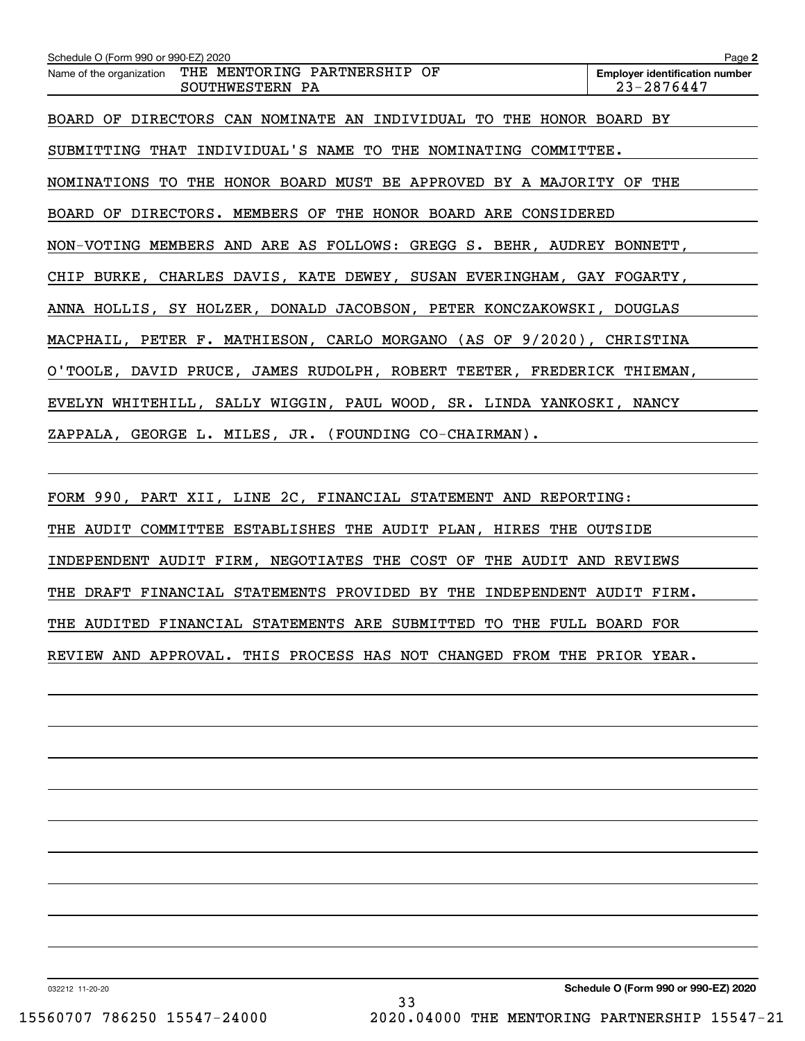Schedule O (Form 990 or 990-EZ) 2020 Page **2**

Name of the organization: THE MENTORING PARTNERSHIP OF SOUTHWESTERN PA

**Employer identification number** 23-2876447

BOARD OF DIRECTORS CAN NOMINATE AN INDIVIDUAL TO THE HONOR BOARD BY SUBMITTING THAT INDIVIDUAL'S NAME TO THE NOMINATING COMMITTEE. NOMINATIONS TO THE HONOR BOARD MUST BE APPROVED BY A MAJORITY OF THE BOARD OF DIRECTORS. MEMBERS OF THE HONOR BOARD ARE CONSIDERED NON-VOTING MEMBERS AND ARE AS FOLLOWS: GREGG S. BEHR, AUDREY BONNETT, CHIP BURKE, CHARLES DAVIS, KATE DEWEY, SUSAN EVERINGHAM, GAY FOGARTY, ANNA HOLLIS, SY HOLZER, DONALD JACOBSON, PETER KONCZAKOWSKI, DOUGLAS MACPHAIL, PETER F. MATHIESON, CARLO MORGANO (AS OF 9/2020), CHRISTINA O'TOOLE, DAVID PRUCE, JAMES RUDOLPH, ROBERT TEETER, FREDERICK THIEMAN, EVELYN WHITEHILL, SALLY WIGGIN, PAUL WOOD, SR. LINDA YANKOSKI, NANCY ZAPPALA, GEORGE L. MILES, JR. (FOUNDING CO-CHAIRMAN).

FORM 990, PART XII, LINE 2C, FINANCIAL STATEMENT AND REPORTING:
THE AUDIT COMMITTEE ESTABLISHES THE AUDIT PLAN, HIRES THE OUTSIDE INDEPENDENT AUDIT FIRM, NEGOTIATES THE COST OF THE AUDIT AND REVIEWS THE DRAFT FINANCIAL STATEMENTS PROVIDED BY THE INDEPENDENT AUDIT FIRM. THE AUDITED FINANCIAL STATEMENTS ARE SUBMITTED TO THE FULL BOARD FOR REVIEW AND APPROVAL. THIS PROCESS HAS NOT CHANGED FROM THE PRIOR YEAR.

032212 11-20-20 **Schedule O (Form 990 or 990-EZ) 2020**

15560707 786250 15547-24000 2020.04000 THE MENTORING PARTNERSHIP 15547-21